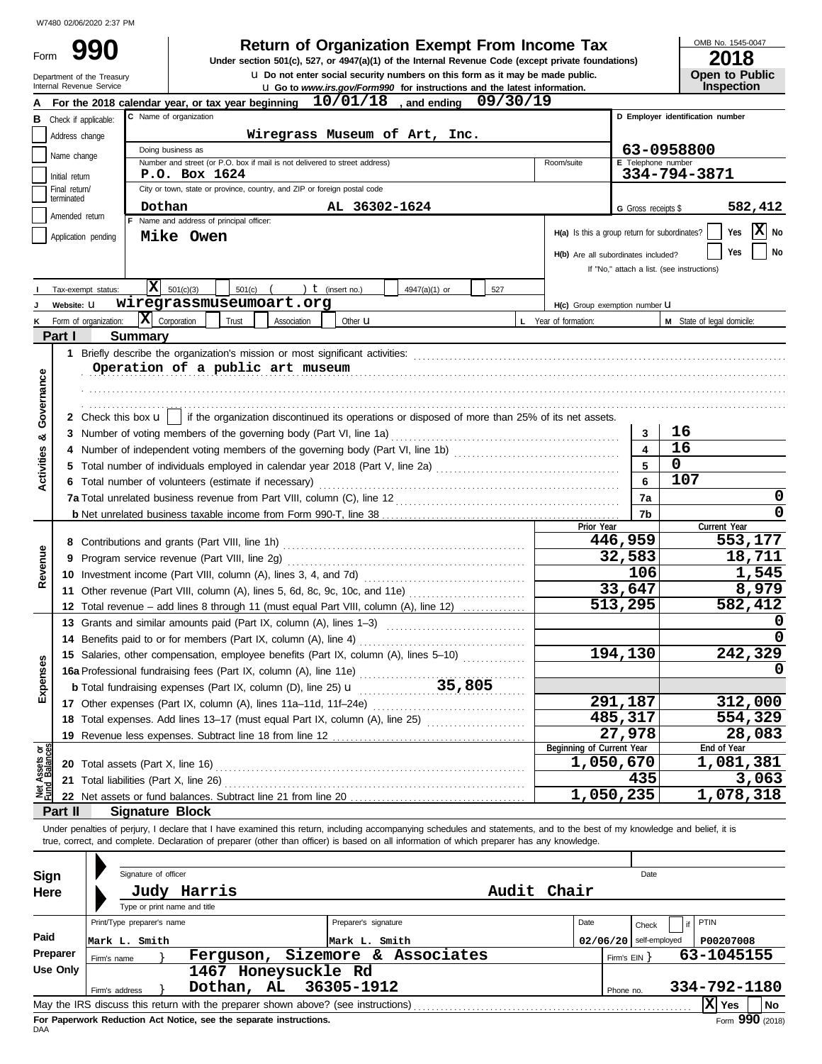W7480 02/06/2020 2:37 PM

# Form 990 — Return of Organization Exempt From Income Tax

**Under section 501(c), 527, or 4947(a)(1) of the Internal Revenue Code (except private foundations)**

u Do not enter social security numbers on this form as it may be made public.

u Go to *www.irs.gov/Form990* for instructions and the latest information.

Department of the Treasury
Internal Revenue Service

OMB No. 1545-0047

**2018**

**Open to Public Inspection**

**A** For the 2018 calendar year, or tax year beginning **10/01/18**, and ending **09/30/19**

**B** Check if applicable:
- [ ] Address change
- [ ] Name change
- [ ] Initial return
- [ ] Final return/terminated
- [ ] Amended return
- [ ] Application pending

**C** Name of organization: **Wiregrass Museum of Art, Inc.**

Doing business as

Number and street (or P.O. box if mail is not delivered to street address): **P.O. Box 1624** — Room/suite

City or town, state or province, country, and ZIP or foreign postal code: **Dothan AL 36302-1624**

**D** Employer identification number: **63-0958800**

**E** Telephone number: **334-794-3871**

**G** Gross receipts $ **582,412**

**F** Name and address of principal officer: **Mike Owen**

H(a) Is this a group return for subordinates? [ ] Yes [X] No

H(b) Are all subordinates included? [ ] Yes [ ] No

If "No," attach a list. (see instructions)

**I** Tax-exempt status: [X] 501(c)(3) [ ] 501(c) ( ) t (insert no.) [ ] 4947(a)(1) or [ ] 527

**J** Website: u **wiregrassmuseumoart.org**

H(c) Group exemption number u

**K** Form of organization: [X] Corporation [ ] Trust [ ] Association [ ] Other u

**L** Year of formation:

**M** State of legal domicile:

## Part I Summary

**Activities & Governance**

1 Briefly describe the organization's mission or most significant activities:
**Operation of a public art museum**

2 Check this box u [ ] if the organization discontinued its operations or disposed of more than 25% of its net assets.

| | | Line | |
|---|---|---|---|
| 3 | Number of voting members of the governing body (Part VI, line 1a) | 3 | 16 |
| 4 | Number of independent voting members of the governing body (Part VI, line 1b) | 4 | 16 |
| 5 | Total number of individuals employed in calendar year 2018 (Part V, line 2a) | 5 | 0 |
| 6 | Total number of volunteers (estimate if necessary) | 6 | 107 |
| 7a | Total unrelated business revenue from Part VIII, column (C), line 12 | 7a | 0 |
| b | Net unrelated business taxable income from Form 990-T, line 38 | 7b | 0 |

| | | Prior Year | Current Year |
|---|---|---|---|
| **Revenue** | | | |
| 8 | Contributions and grants (Part VIII, line 1h) | 446,959 | 553,177 |
| 9 | Program service revenue (Part VIII, line 2g) | 32,583 | 18,711 |
| 10 | Investment income (Part VIII, column (A), lines 3, 4, and 7d) | 106 | 1,545 |
| 11 | Other revenue (Part VIII, column (A), lines 5, 6d, 8c, 9c, 10c, and 11e) | 33,647 | 8,979 |
| 12 | Total revenue – add lines 8 through 11 (must equal Part VIII, column (A), line 12) | 513,295 | 582,412 |
| **Expenses** | | | |
| 13 | Grants and similar amounts paid (Part IX, column (A), lines 1–3) | | 0 |
| 14 | Benefits paid to or for members (Part IX, column (A), line 4) | | 0 |
| 15 | Salaries, other compensation, employee benefits (Part IX, column (A), lines 5–10) | 194,130 | 242,329 |
| 16a | Professional fundraising fees (Part IX, column (A), line 11e) | | 0 |
| b | Total fundraising expenses (Part IX, column (D), line 25) u 35,805 | | |
| 17 | Other expenses (Part IX, column (A), lines 11a–11d, 11f–24e) | 291,187 | 312,000 |
| 18 | Total expenses. Add lines 13–17 (must equal Part IX, column (A), line 25) | 485,317 | 554,329 |
| 19 | Revenue less expenses. Subtract line 18 from line 12 | 27,978 | 28,083 |
| **Net Assets or Fund Balances** | | **Beginning of Current Year** | **End of Year** |
| 20 | Total assets (Part X, line 16) | 1,050,670 | 1,081,381 |
| 21 | Total liabilities (Part X, line 26) | 435 | 3,063 |
| 22 | Net assets or fund balances. Subtract line 21 from line 20 | 1,050,235 | 1,078,318 |

## Part II Signature Block

Under penalties of perjury, I declare that I have examined this return, including accompanying schedules and statements, and to the best of my knowledge and belief, it is true, correct, and complete. Declaration of preparer (other than officer) is based on all information of which preparer has any knowledge.

**Sign Here**

Signature of officer — Date

**Judy Harris — Audit Chair**

Type or print name and title

**Paid Preparer Use Only**

| Print/Type preparer's name | Preparer's signature | Date | Check [ ] if self-employed | PTIN |
|---|---|---|---|---|
| Mark L. Smith | Mark L. Smith | 02/06/20 | | P00207008 |

Firm's name } **Ferguson, Sizemore & Associates** — Firm's EIN } **63-1045155**

Firm's address } **1467 Honeysuckle Rd, Dothan, AL 36305-1912** — Phone no. **334-792-1180**

May the IRS discuss this return with the preparer shown above? (see instructions) [X] Yes [ ] No

**For Paperwork Reduction Act Notice, see the separate instructions.**

DAA

Form **990** (2018)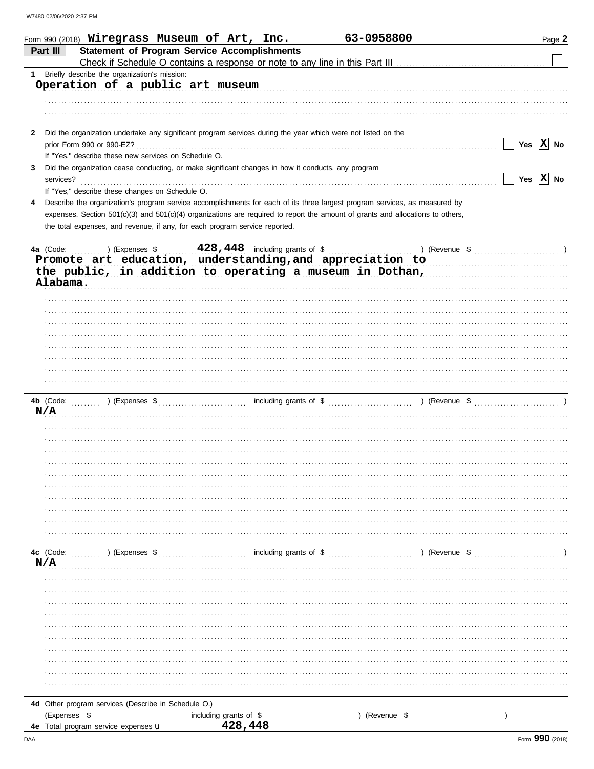W7480 02/06/2020 2:37 PM

Form 990 (2018) **Wiregrass Museum of Art, Inc.** **63-0958800**

## Part III Statement of Program Service Accomplishments

Check if Schedule O contains a response or note to any line in this Part III ☐

**1** Briefly describe the organization's mission:

**Operation of a public art museum**

**2** Did the organization undertake any significant program services during the year which were not listed on the prior Form 990 or 990-EZ? ☐ Yes ☒ No

If "Yes," describe these new services on Schedule O.

**3** Did the organization cease conducting, or make significant changes in how it conducts, any program services? ☐ Yes ☒ No

If "Yes," describe these changes on Schedule O.

**4** Describe the organization's program service accomplishments for each of its three largest program services, as measured by expenses. Section 501(c)(3) and 501(c)(4) organizations are required to report the amount of grants and allocations to others, the total expenses, and revenue, if any, for each program service reported.

**4a** (Code: ) (Expenses $ **428,448** including grants of $ ) (Revenue $ )

**Promote art education, understanding,and appreciation to the public, in addition to operating a museum in Dothan, Alabama.**

**4b** (Code: ) (Expenses $ including grants of $ ) (Revenue $ )

**N/A**

**4c** (Code: ) (Expenses $ including grants of $ ) (Revenue $ )

**N/A**

**4d** Other program services (Describe in Schedule O.)

(Expenses $ including grants of $ ) (Revenue $ )

**4e** Total program service expenses **428,448**

DAA Form **990** (2018)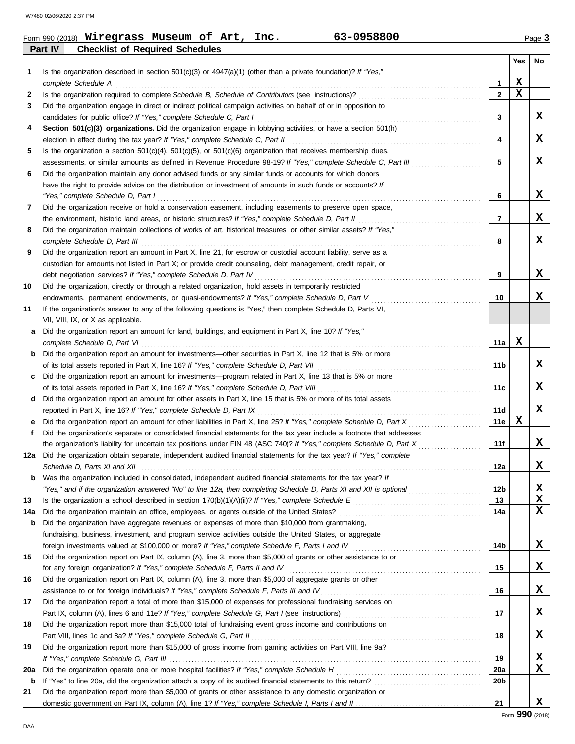Form 990 (2018) **Wiregrass Museum of Art, Inc.** **63-0958800** Page 3

## Part IV Checklist of Required Schedules

| | | | Yes | No |
|---|---|---|---|---|
| 1 | Is the organization described in section 501(c)(3) or 4947(a)(1) (other than a private foundation)? *If "Yes," complete Schedule A* | 1 | X | |
| 2 | Is the organization required to complete *Schedule B, Schedule of Contributors* (see instructions)? | 2 | X | |
| 3 | Did the organization engage in direct or indirect political campaign activities on behalf of or in opposition to candidates for public office? *If "Yes," complete Schedule C, Part I* | 3 | | X |
| 4 | **Section 501(c)(3) organizations.** Did the organization engage in lobbying activities, or have a section 501(h) election in effect during the tax year? *If "Yes," complete Schedule C, Part II* | 4 | | X |
| 5 | Is the organization a section 501(c)(4), 501(c)(5), or 501(c)(6) organization that receives membership dues, assessments, or similar amounts as defined in Revenue Procedure 98-19? *If "Yes," complete Schedule C, Part III* | 5 | | X |
| 6 | Did the organization maintain any donor advised funds or any similar funds or accounts for which donors have the right to provide advice on the distribution or investment of amounts in such funds or accounts? *If "Yes," complete Schedule D, Part I* | 6 | | X |
| 7 | Did the organization receive or hold a conservation easement, including easements to preserve open space, the environment, historic land areas, or historic structures? *If "Yes," complete Schedule D, Part II* | 7 | | X |
| 8 | Did the organization maintain collections of works of art, historical treasures, or other similar assets? *If "Yes," complete Schedule D, Part III* | 8 | | X |
| 9 | Did the organization report an amount in Part X, line 21, for escrow or custodial account liability, serve as a custodian for amounts not listed in Part X; or provide credit counseling, debt management, credit repair, or debt negotiation services? *If "Yes," complete Schedule D, Part IV* | 9 | | X |
| 10 | Did the organization, directly or through a related organization, hold assets in temporarily restricted endowments, permanent endowments, or quasi-endowments? *If "Yes," complete Schedule D, Part V* | 10 | | X |
| 11 | If the organization's answer to any of the following questions is "Yes," then complete Schedule D, Parts VI, VII, VIII, IX, or X as applicable. | | | |
| a | Did the organization report an amount for land, buildings, and equipment in Part X, line 10? *If "Yes," complete Schedule D, Part VI* | 11a | X | |
| b | Did the organization report an amount for investments—other securities in Part X, line 12 that is 5% or more of its total assets reported in Part X, line 16? *If "Yes," complete Schedule D, Part VII* | 11b | | X |
| c | Did the organization report an amount for investments—program related in Part X, line 13 that is 5% or more of its total assets reported in Part X, line 16? *If "Yes," complete Schedule D, Part VIII* | 11c | | X |
| d | Did the organization report an amount for other assets in Part X, line 15 that is 5% or more of its total assets reported in Part X, line 16? *If "Yes," complete Schedule D, Part IX* | 11d | | X |
| e | Did the organization report an amount for other liabilities in Part X, line 25? *If "Yes," complete Schedule D, Part X* | 11e | X | |
| f | Did the organization's separate or consolidated financial statements for the tax year include a footnote that addresses the organization's liability for uncertain tax positions under FIN 48 (ASC 740)? *If "Yes," complete Schedule D, Part X* | 11f | | X |
| 12a | Did the organization obtain separate, independent audited financial statements for the tax year? *If "Yes," complete Schedule D, Parts XI and XII* | 12a | | X |
| b | Was the organization included in consolidated, independent audited financial statements for the tax year? *If "Yes," and if the organization answered "No" to line 12a, then completing Schedule D, Parts XI and XII is optional* | 12b | | X |
| 13 | Is the organization a school described in section 170(b)(1)(A)(ii)? *If "Yes," complete Schedule E* | 13 | | X |
| 14a | Did the organization maintain an office, employees, or agents outside of the United States? | 14a | | X |
| b | Did the organization have aggregate revenues or expenses of more than $10,000 from grantmaking, fundraising, business, investment, and program service activities outside the United States, or aggregate foreign investments valued at $100,000 or more? *If "Yes," complete Schedule F, Parts I and IV* | 14b | | X |
| 15 | Did the organization report on Part IX, column (A), line 3, more than $5,000 of grants or other assistance to or for any foreign organization? *If "Yes," complete Schedule F, Parts II and IV* | 15 | | X |
| 16 | Did the organization report on Part IX, column (A), line 3, more than $5,000 of aggregate grants or other assistance to or for foreign individuals? *If "Yes," complete Schedule F, Parts III and IV* | 16 | | X |
| 17 | Did the organization report a total of more than $15,000 of expenses for professional fundraising services on Part IX, column (A), lines 6 and 11e? *If "Yes," complete Schedule G, Part I (see instructions)* | 17 | | X |
| 18 | Did the organization report more than $15,000 total of fundraising event gross income and contributions on Part VIII, lines 1c and 8a? *If "Yes," complete Schedule G, Part II* | 18 | | X |
| 19 | Did the organization report more than $15,000 of gross income from gaming activities on Part VIII, line 9a? *If "Yes," complete Schedule G, Part III* | 19 | | X |
| 20a | Did the organization operate one or more hospital facilities? *If "Yes," complete Schedule H* | 20a | | X |
| b | If "Yes" to line 20a, did the organization attach a copy of its audited financial statements to this return? | 20b | | |
| 21 | Did the organization report more than $5,000 of grants or other assistance to any domestic organization or domestic government on Part IX, column (A), line 1? *If "Yes," complete Schedule I, Parts I and II* | 21 | | X |

Form **990** (2018)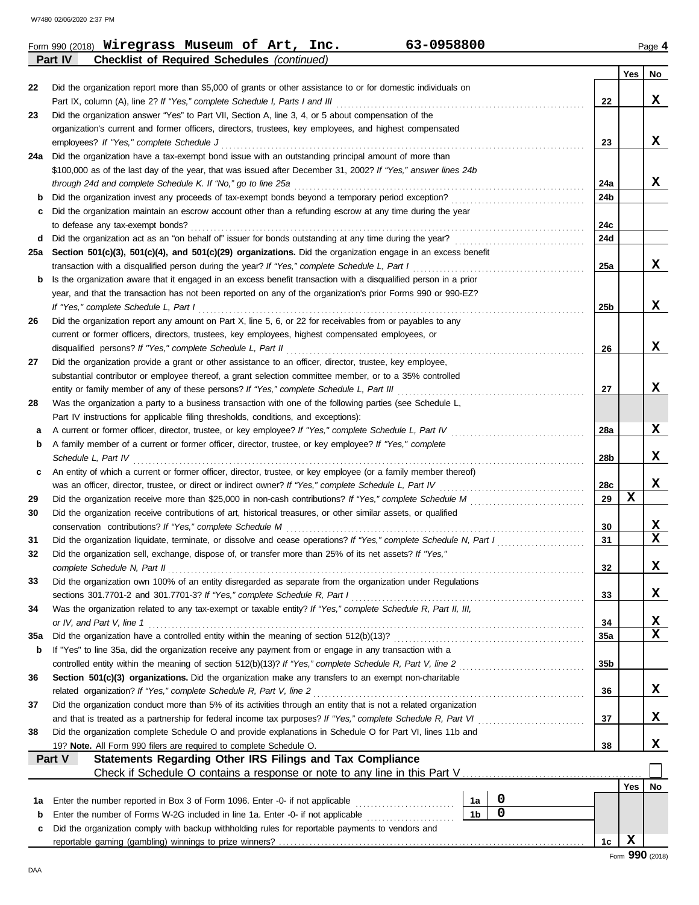Form 990 (2018) **Wiregrass Museum of Art, Inc.** **63-0958800** Page **4**

## Part IV Checklist of Required Schedules *(continued)*

| | | | Yes | No |
|---|---|---|---|---|
| 22 | Did the organization report more than $5,000 of grants or other assistance to or for domestic individuals on Part IX, column (A), line 2? *If "Yes," complete Schedule I, Parts I and III* | 22 | | X |
| 23 | Did the organization answer "Yes" to Part VII, Section A, line 3, 4, or 5 about compensation of the organization's current and former officers, directors, trustees, key employees, and highest compensated employees? *If "Yes," complete Schedule J* | 23 | | X |
| 24a | Did the organization have a tax-exempt bond issue with an outstanding principal amount of more than $100,000 as of the last day of the year, that was issued after December 31, 2002? *If "Yes," answer lines 24b through 24d and complete Schedule K. If "No," go to line 25a* | 24a | | X |
| b | Did the organization invest any proceeds of tax-exempt bonds beyond a temporary period exception? | 24b | | |
| c | Did the organization maintain an escrow account other than a refunding escrow at any time during the year to defease any tax-exempt bonds? | 24c | | |
| d | Did the organization act as an "on behalf of" issuer for bonds outstanding at any time during the year? | 24d | | |
| 25a | **Section 501(c)(3), 501(c)(4), and 501(c)(29) organizations.** Did the organization engage in an excess benefit transaction with a disqualified person during the year? *If "Yes," complete Schedule L, Part I* | 25a | | X |
| b | Is the organization aware that it engaged in an excess benefit transaction with a disqualified person in a prior year, and that the transaction has not been reported on any of the organization's prior Forms 990 or 990-EZ? *If "Yes," complete Schedule L, Part I* | 25b | | X |
| 26 | Did the organization report any amount on Part X, line 5, 6, or 22 for receivables from or payables to any current or former officers, directors, trustees, key employees, highest compensated employees, or disqualified persons? *If "Yes," complete Schedule L, Part II* | 26 | | X |
| 27 | Did the organization provide a grant or other assistance to an officer, director, trustee, key employee, substantial contributor or employee thereof, a grant selection committee member, or to a 35% controlled entity or family member of any of these persons? *If "Yes," complete Schedule L, Part III* | 27 | | X |
| 28 | Was the organization a party to a business transaction with one of the following parties (see Schedule L, Part IV instructions for applicable filing thresholds, conditions, and exceptions): | | | |
| a | A current or former officer, director, trustee, or key employee? *If "Yes," complete Schedule L, Part IV* | 28a | | X |
| b | A family member of a current or former officer, director, trustee, or key employee? *If "Yes," complete Schedule L, Part IV* | 28b | | X |
| c | An entity of which a current or former officer, director, trustee, or key employee (or a family member thereof) was an officer, director, trustee, or direct or indirect owner? *If "Yes," complete Schedule L, Part IV* | 28c | | X |
| 29 | Did the organization receive more than $25,000 in non-cash contributions? *If "Yes," complete Schedule M* | 29 | X | |
| 30 | Did the organization receive contributions of art, historical treasures, or other similar assets, or qualified conservation contributions? *If "Yes," complete Schedule M* | 30 | | X |
| 31 | Did the organization liquidate, terminate, or dissolve and cease operations? *If "Yes," complete Schedule N, Part I* | 31 | | X |
| 32 | Did the organization sell, exchange, dispose of, or transfer more than 25% of its net assets? *If "Yes," complete Schedule N, Part II* | 32 | | X |
| 33 | Did the organization own 100% of an entity disregarded as separate from the organization under Regulations sections 301.7701-2 and 301.7701-3? *If "Yes," complete Schedule R, Part I* | 33 | | X |
| 34 | Was the organization related to any tax-exempt or taxable entity? *If "Yes," complete Schedule R, Part II, III, or IV, and Part V, line 1* | 34 | | X |
| 35a | Did the organization have a controlled entity within the meaning of section 512(b)(13)? | 35a | | X |
| b | If "Yes" to line 35a, did the organization receive any payment from or engage in any transaction with a controlled entity within the meaning of section 512(b)(13)? *If "Yes," complete Schedule R, Part V, line 2* | 35b | | |
| 36 | **Section 501(c)(3) organizations.** Did the organization make any transfers to an exempt non-charitable related organization? *If "Yes," complete Schedule R, Part V, line 2* | 36 | | X |
| 37 | Did the organization conduct more than 5% of its activities through an entity that is not a related organization and that is treated as a partnership for federal income tax purposes? *If "Yes," complete Schedule R, Part VI* | 37 | | X |
| 38 | Did the organization complete Schedule O and provide explanations in Schedule O for Part VI, lines 11b and 19? **Note.** All Form 990 filers are required to complete Schedule O. | 38 | | X |

## Part V Statements Regarding Other IRS Filings and Tax Compliance

Check if Schedule O contains a response or note to any line in this Part V ☐

| | | | | | Yes | No |
|---|---|---|---|---|---|---|
| 1a | Enter the number reported in Box 3 of Form 1096. Enter -0- if not applicable | 1a | 0 | | | |
| b | Enter the number of Forms W-2G included in line 1a. Enter -0- if not applicable | 1b | 0 | | | |
| c | Did the organization comply with backup withholding rules for reportable payments to vendors and reportable gaming (gambling) winnings to prize winners? | | | 1c | X | |

Form **990** (2018)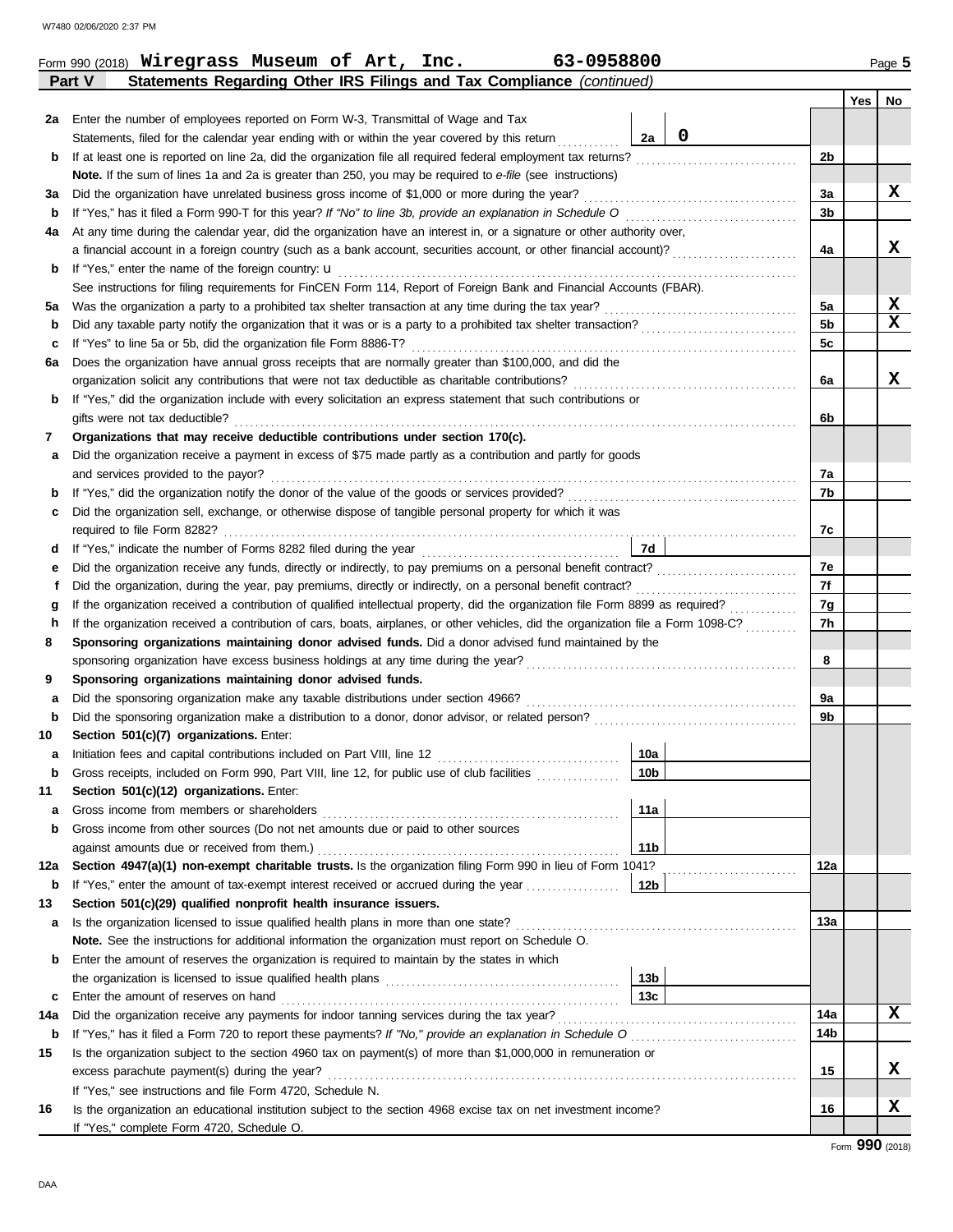Form 990 (2018) **Wiregrass Museum of Art, Inc.** **63-0958800** Page **5**

## Part V Statements Regarding Other IRS Filings and Tax Compliance *(continued)*

| | | | | | Yes | No |
|---|---|---|---|---|---|---|
| **2a** | Enter the number of employees reported on Form W-3, Transmittal of Wage and Tax Statements, filed for the calendar year ending with or within the year covered by this return | 2a | 0 | | | |
| **b** | If at least one is reported on line 2a, did the organization file all required federal employment tax returns? | | | 2b | | |
| | **Note.** If the sum of lines 1a and 2a is greater than 250, you may be required to *e-file* (see instructions) | | | | | |
| **3a** | Did the organization have unrelated business gross income of $1,000 or more during the year? | | | 3a | | X |
| **b** | If "Yes," has it filed a Form 990-T for this year? *If "No" to line 3b, provide an explanation in Schedule O* | | | 3b | | |
| **4a** | At any time during the calendar year, did the organization have an interest in, or a signature or other authority over, a financial account in a foreign country (such as a bank account, securities account, or other financial account)? | | | 4a | | X |
| **b** | If "Yes," enter the name of the foreign country: u | | | | | |
| | See instructions for filing requirements for FinCEN Form 114, Report of Foreign Bank and Financial Accounts (FBAR). | | | | | |
| **5a** | Was the organization a party to a prohibited tax shelter transaction at any time during the tax year? | | | 5a | | X |
| **b** | Did any taxable party notify the organization that it was or is a party to a prohibited tax shelter transaction? | | | 5b | | X |
| **c** | If "Yes" to line 5a or 5b, did the organization file Form 8886-T? | | | 5c | | |
| **6a** | Does the organization have annual gross receipts that are normally greater than $100,000, and did the organization solicit any contributions that were not tax deductible as charitable contributions? | | | 6a | | X |
| **b** | If "Yes," did the organization include with every solicitation an express statement that such contributions or gifts were not tax deductible? | | | 6b | | |
| **7** | **Organizations that may receive deductible contributions under section 170(c).** | | | | | |
| **a** | Did the organization receive a payment in excess of $75 made partly as a contribution and partly for goods and services provided to the payor? | | | 7a | | |
| **b** | If "Yes," did the organization notify the donor of the value of the goods or services provided? | | | 7b | | |
| **c** | Did the organization sell, exchange, or otherwise dispose of tangible personal property for which it was required to file Form 8282? | | | 7c | | |
| **d** | If "Yes," indicate the number of Forms 8282 filed during the year | 7d | | | | |
| **e** | Did the organization receive any funds, directly or indirectly, to pay premiums on a personal benefit contract? | | | 7e | | |
| **f** | Did the organization, during the year, pay premiums, directly or indirectly, on a personal benefit contract? | | | 7f | | |
| **g** | If the organization received a contribution of qualified intellectual property, did the organization file Form 8899 as required? | | | 7g | | |
| **h** | If the organization received a contribution of cars, boats, airplanes, or other vehicles, did the organization file a Form 1098-C? | | | 7h | | |
| **8** | **Sponsoring organizations maintaining donor advised funds.** Did a donor advised fund maintained by the sponsoring organization have excess business holdings at any time during the year? | | | 8 | | |
| **9** | **Sponsoring organizations maintaining donor advised funds.** | | | | | |
| **a** | Did the sponsoring organization make any taxable distributions under section 4966? | | | 9a | | |
| **b** | Did the sponsoring organization make a distribution to a donor, donor advisor, or related person? | | | 9b | | |
| **10** | **Section 501(c)(7) organizations.** Enter: | | | | | |
| **a** | Initiation fees and capital contributions included on Part VIII, line 12 | 10a | | | | |
| **b** | Gross receipts, included on Form 990, Part VIII, line 12, for public use of club facilities | 10b | | | | |
| **11** | **Section 501(c)(12) organizations.** Enter: | | | | | |
| **a** | Gross income from members or shareholders | 11a | | | | |
| **b** | Gross income from other sources (Do not net amounts due or paid to other sources against amounts due or received from them.) | 11b | | | | |
| **12a** | **Section 4947(a)(1) non-exempt charitable trusts.** Is the organization filing Form 990 in lieu of Form 1041? | | | 12a | | |
| **b** | If "Yes," enter the amount of tax-exempt interest received or accrued during the year | 12b | | | | |
| **13** | **Section 501(c)(29) qualified nonprofit health insurance issuers.** | | | | | |
| **a** | Is the organization licensed to issue qualified health plans in more than one state? | | | 13a | | |
| | **Note.** See the instructions for additional information the organization must report on Schedule O. | | | | | |
| **b** | Enter the amount of reserves the organization is required to maintain by the states in which the organization is licensed to issue qualified health plans | 13b | | | | |
| **c** | Enter the amount of reserves on hand | 13c | | | | |
| **14a** | Did the organization receive any payments for indoor tanning services during the tax year? | | | 14a | | X |
| **b** | If "Yes," has it filed a Form 720 to report these payments? *If "No," provide an explanation in Schedule O* | | | 14b | | |
| **15** | Is the organization subject to the section 4960 tax on payment(s) of more than $1,000,000 in remuneration or excess parachute payment(s) during the year? | | | 15 | | X |
| | If "Yes," see instructions and file Form 4720, Schedule N. | | | | | |
| **16** | Is the organization an educational institution subject to the section 4968 excise tax on net investment income? | | | 16 | | X |
| | If "Yes," complete Form 4720, Schedule O. | | | | | |

Form **990** (2018)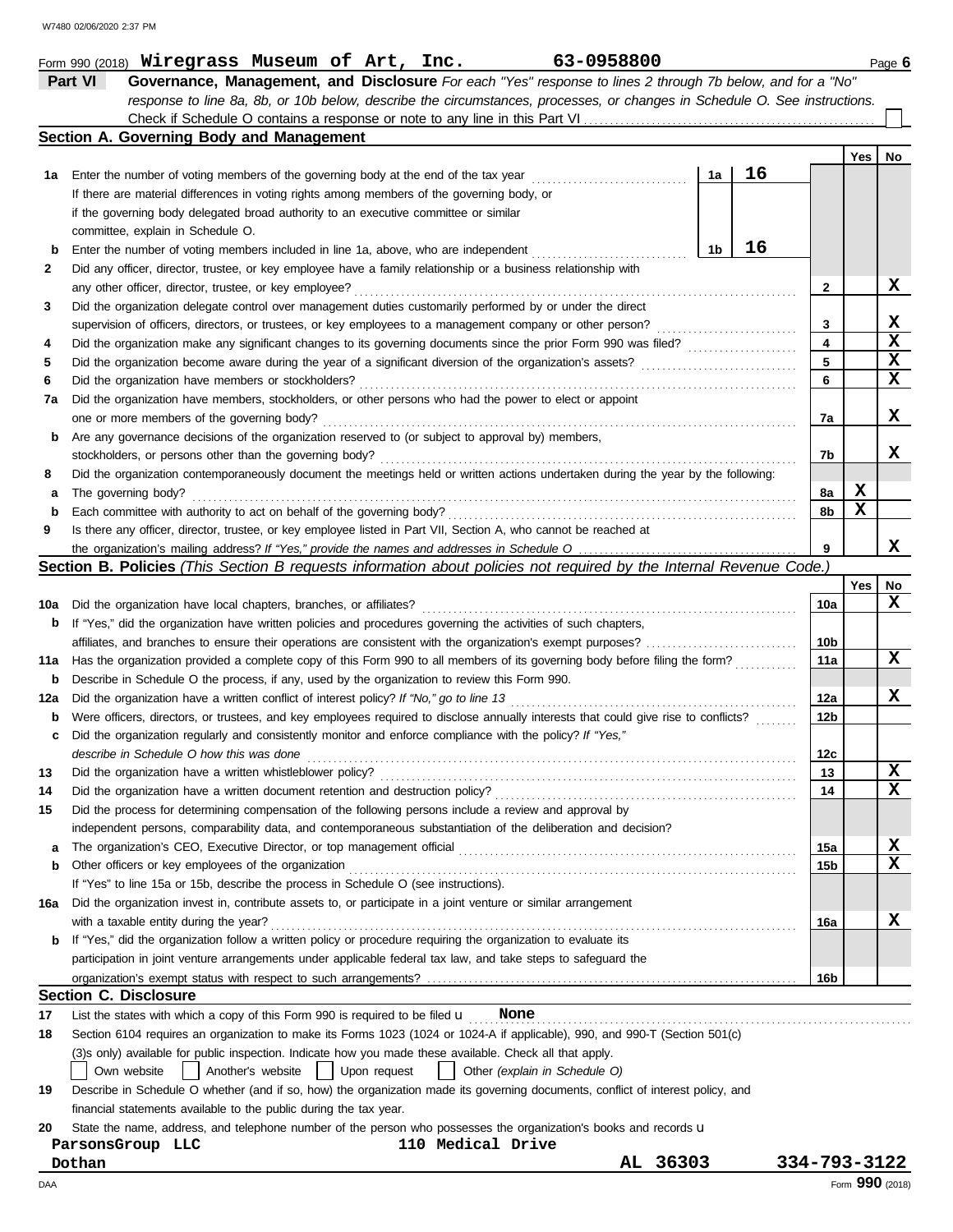Form 990 (2018) **Wiregrass Museum of Art, Inc.** **63-0958800** Page **6**

## Part VI Governance, Management, and Disclosure

*For each "Yes" response to lines 2 through 7b below, and for a "No" response to line 8a, 8b, or 10b below, describe the circumstances, processes, or changes in Schedule O. See instructions.*

Check if Schedule O contains a response or note to any line in this Part VI ☐

### Section A. Governing Body and Management

| | | | | Yes | No |
|---|---|---|---|---|---|
| **1a** | Enter the number of voting members of the governing body at the end of the tax year | 1a | 16 | | |
| | If there are material differences in voting rights among members of the governing body, or if the governing body delegated broad authority to an executive committee or similar committee, explain in Schedule O. | | | | |
| **b** | Enter the number of voting members included in line 1a, above, who are independent | 1b | 16 | | |
| **2** | Did any officer, director, trustee, or key employee have a family relationship or a business relationship with any other officer, director, trustee, or key employee? | 2 | | | X |
| **3** | Did the organization delegate control over management duties customarily performed by or under the direct supervision of officers, directors, or trustees, or key employees to a management company or other person? | 3 | | | X |
| **4** | Did the organization make any significant changes to its governing documents since the prior Form 990 was filed? | 4 | | | X |
| **5** | Did the organization become aware during the year of a significant diversion of the organization's assets? | 5 | | | X |
| **6** | Did the organization have members or stockholders? | 6 | | | X |
| **7a** | Did the organization have members, stockholders, or other persons who had the power to elect or appoint one or more members of the governing body? | 7a | | | X |
| **b** | Are any governance decisions of the organization reserved to (or subject to approval by) members, stockholders, or persons other than the governing body? | 7b | | | X |
| **8** | Did the organization contemporaneously document the meetings held or written actions undertaken during the year by the following: | | | | |
| **a** | The governing body? | 8a | | X | |
| **b** | Each committee with authority to act on behalf of the governing body? | 8b | | X | |
| **9** | Is there any officer, director, trustee, or key employee listed in Part VII, Section A, who cannot be reached at the organization's mailing address? *If "Yes," provide the names and addresses in Schedule O* | 9 | | | X |

### Section B. Policies *(This Section B requests information about policies not required by the Internal Revenue Code.)*

| | | | Yes | No |
|---|---|---|---|---|
| **10a** | Did the organization have local chapters, branches, or affiliates? | 10a | | X |
| **b** | If "Yes," did the organization have written policies and procedures governing the activities of such chapters, affiliates, and branches to ensure their operations are consistent with the organization's exempt purposes? | 10b | | |
| **11a** | Has the organization provided a complete copy of this Form 990 to all members of its governing body before filing the form? | 11a | | X |
| **b** | Describe in Schedule O the process, if any, used by the organization to review this Form 990. | | | |
| **12a** | Did the organization have a written conflict of interest policy? *If "No," go to line 13* | 12a | | X |
| **b** | Were officers, directors, or trustees, and key employees required to disclose annually interests that could give rise to conflicts? | 12b | | |
| **c** | Did the organization regularly and consistently monitor and enforce compliance with the policy? *If "Yes," describe in Schedule O how this was done* | 12c | | |
| **13** | Did the organization have a written whistleblower policy? | 13 | | X |
| **14** | Did the organization have a written document retention and destruction policy? | 14 | | X |
| **15** | Did the process for determining compensation of the following persons include a review and approval by independent persons, comparability data, and contemporaneous substantiation of the deliberation and decision? | | | |
| **a** | The organization's CEO, Executive Director, or top management official | 15a | | X |
| **b** | Other officers or key employees of the organization | 15b | | X |
| | If "Yes" to line 15a or 15b, describe the process in Schedule O (see instructions). | | | |
| **16a** | Did the organization invest in, contribute assets to, or participate in a joint venture or similar arrangement with a taxable entity during the year? | 16a | | X |
| **b** | If "Yes," did the organization follow a written policy or procedure requiring the organization to evaluate its participation in joint venture arrangements under applicable federal tax law, and take steps to safeguard the organization's exempt status with respect to such arrangements? | 16b | | |

### Section C. Disclosure

**17** List the states with which a copy of this Form 990 is required to be filed u **None**

**18** Section 6104 requires an organization to make its Forms 1023 (1024 or 1024-A if applicable), 990, and 990-T (Section 501(c)(3)s only) available for public inspection. Indicate how you made these available. Check all that apply.

☐ Own website ☐ Another's website ☐ Upon request ☐ Other *(explain in Schedule O)*

**19** Describe in Schedule O whether (and if so, how) the organization made its governing documents, conflict of interest policy, and financial statements available to the public during the tax year.

**20** State the name, address, and telephone number of the person who possesses the organization's books and records u

**ParsonsGroup LLC** **110 Medical Drive**
**Dothan** **AL 36303** **334-793-3122**

Form **990** (2018)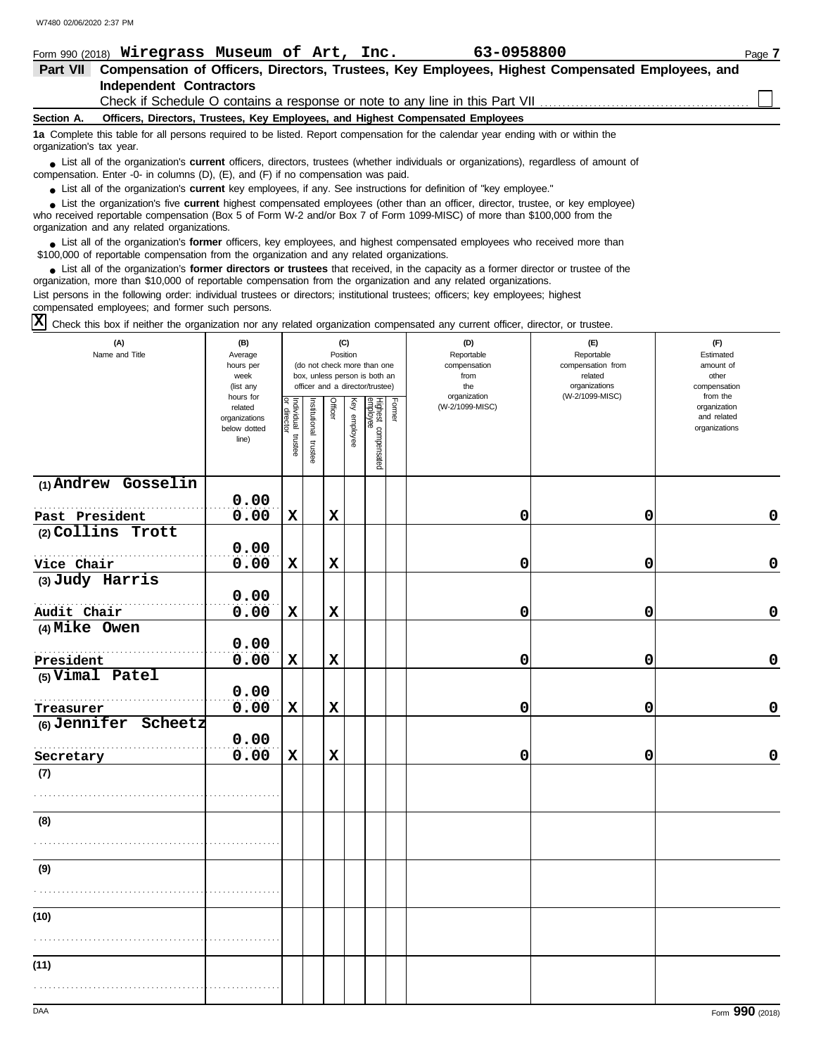W7480 02/06/2020 2:37 PM

Form 990 (2018) **Wiregrass Museum of Art, Inc.** **63-0958800** Page **7**

## Part VII Compensation of Officers, Directors, Trustees, Key Employees, Highest Compensated Employees, and Independent Contractors

Check if Schedule O contains a response or note to any line in this Part VII ☐

**Section A. Officers, Directors, Trustees, Key Employees, and Highest Compensated Employees**

**1a** Complete this table for all persons required to be listed. Report compensation for the calendar year ending with or within the organization's tax year.

- List all of the organization's **current** officers, directors, trustees (whether individuals or organizations), regardless of amount of compensation. Enter -0- in columns (D), (E), and (F) if no compensation was paid.
- List all of the organization's **current** key employees, if any. See instructions for definition of "key employee."
- List the organization's five **current** highest compensated employees (other than an officer, director, trustee, or key employee) who received reportable compensation (Box 5 of Form W-2 and/or Box 7 of Form 1099-MISC) of more than $100,000 from the organization and any related organizations.
- List all of the organization's **former** officers, key employees, and highest compensated employees who received more than $100,000 of reportable compensation from the organization and any related organizations.
- List all of the organization's **former directors or trustees** that received, in the capacity as a former director or trustee of the organization, more than $10,000 of reportable compensation from the organization and any related organizations.

List persons in the following order: individual trustees or directors; institutional trustees; officers; key employees; highest compensated employees; and former such persons.

☒ Check this box if neither the organization nor any related organization compensated any current officer, director, or trustee.

| (A) Name and Title | (B) Average hours per week (list any hours for related organizations below dotted line) | (C) Position (do not check more than one box, unless person is both an officer and a director/trustee) | | | | | | (D) Reportable compensation from the organization (W-2/1099-MISC) | (E) Reportable compensation from related organizations (W-2/1099-MISC) | (F) Estimated amount of other compensation from the organization and related organizations |
|---|---|---|---|---|---|---|---|---|---|---|
| | | Individual trustee or director | Institutional trustee | Officer | Key employee | Highest compensated employee | Former | | | |
| (1) Andrew Gosselin<br>Past President | 0.00<br>0.00 | X | | X | | | | 0 | 0 | 0 |
| (2) Collins Trott<br>Vice Chair | 0.00<br>0.00 | X | | X | | | | 0 | 0 | 0 |
| (3) Judy Harris<br>Audit Chair | 0.00<br>0.00 | X | | X | | | | 0 | 0 | 0 |
| (4) Mike Owen<br>President | 0.00<br>0.00 | X | | X | | | | 0 | 0 | 0 |
| (5) Vimal Patel<br>Treasurer | 0.00<br>0.00 | X | | X | | | | 0 | 0 | 0 |
| (6) Jennifer Scheetz<br>Secretary | 0.00<br>0.00 | X | | X | | | | 0 | 0 | 0 |
| (7) | | | | | | | | | | |
| (8) | | | | | | | | | | |
| (9) | | | | | | | | | | |
| (10) | | | | | | | | | | |
| (11) | | | | | | | | | | |

DAA Form **990** (2018)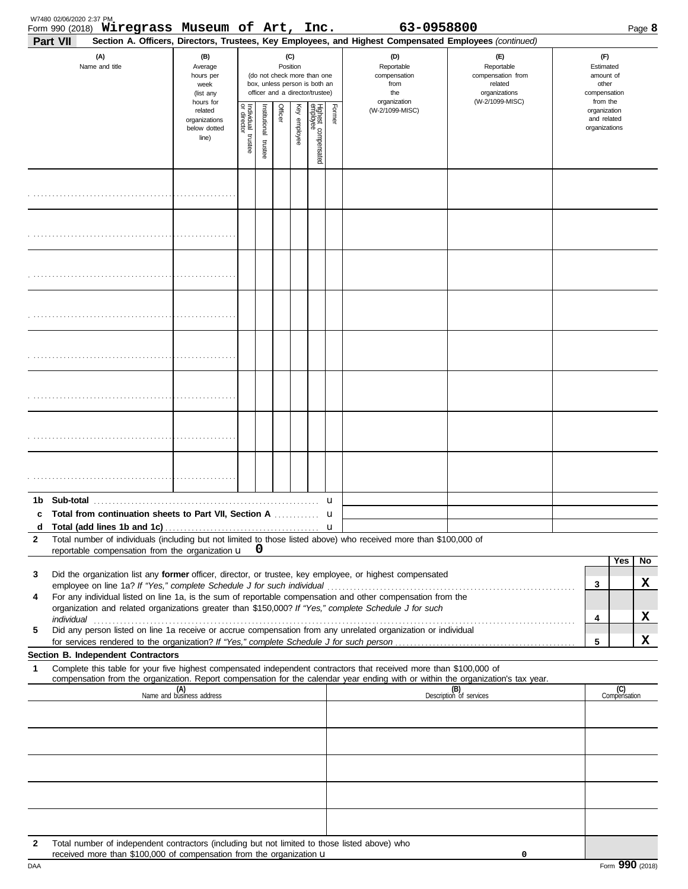Form 990 (2018) **Wiregrass Museum of Art, Inc.** **63-0958800**

**Part VII** **Section A. Officers, Directors, Trustees, Key Employees, and Highest Compensated Employees** *(continued)*

| (A) Name and title | (B) Average hours per week (list any hours for related organizations below dotted line) | (C) Position (do not check more than one box, unless person is both an officer and a director/trustee) | | | | | | (D) Reportable compensation from the organization (W-2/1099-MISC) | (E) Reportable compensation from related organizations (W-2/1099-MISC) | (F) Estimated amount of other compensation from the organization and related organizations |
|---|---|---|---|---|---|---|---|---|---|---|
| | | Individual trustee or director | Institutional trustee | Officer | Key employee | Highest compensated employee | Former | | | |
| | | | | | | | | | | |
| | | | | | | | | | | |
| | | | | | | | | | | |
| | | | | | | | | | | |
| | | | | | | | | | | |
| | | | | | | | | | | |
| | | | | | | | | | | |
| | | | | | | | | | | |

**1b Sub-total** ... u

**c Total from continuation sheets to Part VII, Section A** ... u

**d Total (add lines 1b and 1c)** ... u

**2** Total number of individuals (including but not limited to those listed above) who received more than $100,000 of reportable compensation from the organization u **0**

| | | Yes | No |
|---|---|---|---|
| **3** Did the organization list any **former** officer, director, or trustee, key employee, or highest compensated employee on line 1a? *If "Yes," complete Schedule J for such individual* | 3 | | X |
| **4** For any individual listed on line 1a, is the sum of reportable compensation and other compensation from the organization and related organizations greater than $150,000? *If "Yes," complete Schedule J for such individual* | 4 | | X |
| **5** Did any person listed on line 1a receive or accrue compensation from any unrelated organization or individual for services rendered to the organization? *If "Yes," complete Schedule J for such person* | 5 | | X |

**Section B. Independent Contractors**

**1** Complete this table for your five highest compensated independent contractors that received more than $100,000 of compensation from the organization. Report compensation for the calendar year ending with or within the organization's tax year.

| (A) Name and business address | (B) Description of services | (C) Compensation |
|---|---|---|
| | | |
| | | |
| | | |
| | | |
| | | |

**2** Total number of independent contractors (including but not limited to those listed above) who received more than $100,000 of compensation from the organization u **0**

Form **990** (2018)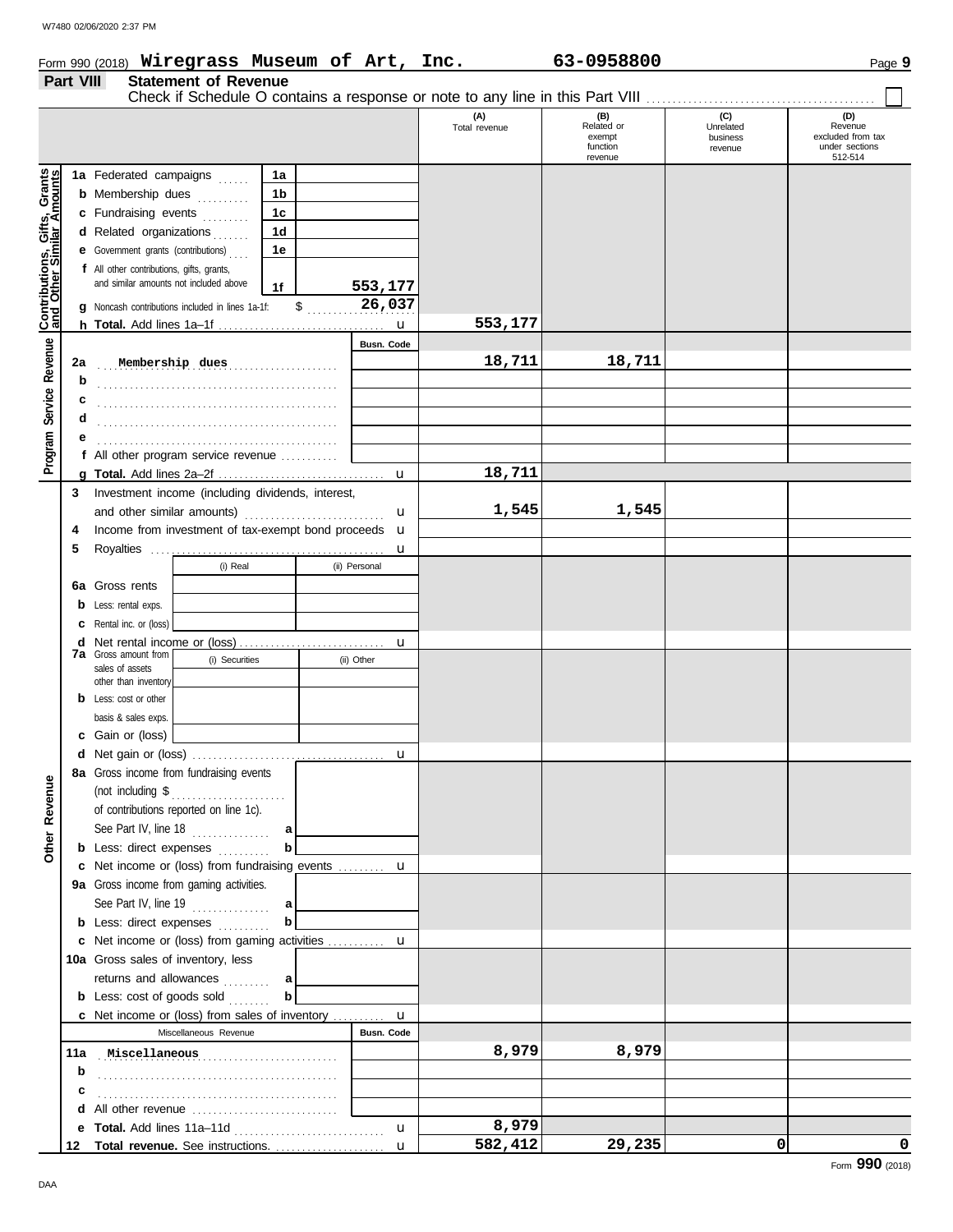Form 990 (2018) **Wiregrass Museum of Art, Inc.** **63-0958800**

## Part VIII Statement of Revenue

Check if Schedule O contains a response or note to any line in this Part VIII . . . . . . . . . . . . . . . . . . . . . . . . . . . . . . . . ☐

| | | | (A) Total revenue | (B) Related or exempt function revenue | (C) Unrelated business revenue | (D) Revenue excluded from tax under sections 512-514 |
|---|---|---|---|---|---|---|
| **Contributions, Gifts, Grants and Other Similar Amounts** | 1a Federated campaigns | 1a | | | | |
| | b Membership dues | 1b | | | | |
| | c Fundraising events | 1c | | | | |
| | d Related organizations | 1d | | | | |
| | e Government grants (contributions) | 1e | | | | |
| | f All other contributions, gifts, grants, and similar amounts not included above | 1f 553,177 | | | | |
| | g Noncash contributions included in lines 1a-1f: $ 26,037 | | | | | |
| | h **Total.** Add lines 1a–1f | | 553,177 | | | |
| **Program Service Revenue** | | Busn. Code | | | | |
| | 2a Membership dues | | 18,711 | 18,711 | | |
| | b | | | | | |
| | c | | | | | |
| | d | | | | | |
| | e | | | | | |
| | f All other program service revenue | | | | | |
| | g **Total.** Add lines 2a–2f | | 18,711 | | | |
| **Other Revenue** | 3 Investment income (including dividends, interest, and other similar amounts) | | 1,545 | 1,545 | | |
| | 4 Income from investment of tax-exempt bond proceeds | | | | | |
| | 5 Royalties | | | | | |
| | | (i) Real / (ii) Personal | | | | |
| | 6a Gross rents | | | | | |
| | b Less: rental exps. | | | | | |
| | c Rental inc. or (loss) | | | | | |
| | d Net rental income or (loss) | | | | | |
| | 7a Gross amount from sales of assets other than inventory | (i) Securities / (ii) Other | | | | |
| | b Less: cost or other basis & sales exps. | | | | | |
| | c Gain or (loss) | | | | | |
| | d Net gain or (loss) | | | | | |
| | 8a Gross income from fundraising events (not including $ of contributions reported on line 1c). See Part IV, line 18 | a | | | | |
| | b Less: direct expenses | b | | | | |
| | c Net income or (loss) from fundraising events | | | | | |
| | 9a Gross income from gaming activities. See Part IV, line 19 | a | | | | |
| | b Less: direct expenses | b | | | | |
| | c Net income or (loss) from gaming activities | | | | | |
| | 10a Gross sales of inventory, less returns and allowances | a | | | | |
| | b Less: cost of goods sold | b | | | | |
| | c Net income or (loss) from sales of inventory | | | | | |
| | Miscellaneous Revenue | Busn. Code | | | | |
| | 11a Miscellaneous | | 8,979 | 8,979 | | |
| | b | | | | | |
| | c | | | | | |
| | d All other revenue | | | | | |
| | e **Total.** Add lines 11a–11d | | 8,979 | | | |
| | 12 **Total revenue.** See instructions. | | 582,412 | 29,235 | 0 | 0 |

Form **990** (2018)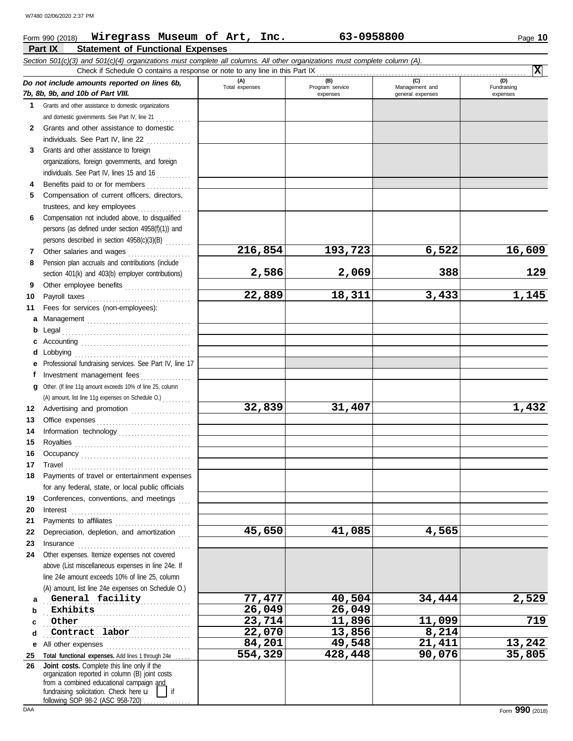Form 990 (2018) **Wiregrass Museum of Art, Inc.** **63-0958800** Page **10**

## Part IX Statement of Functional Expenses

*Section 501(c)(3) and 501(c)(4) organizations must complete all columns. All other organizations must complete column (A).*

Check if Schedule O contains a response or note to any line in this Part IX . . . . . **X**

| *Do not include amounts reported on lines 6b, 7b, 8b, 9b, and 10b of Part VIII.* | (A) Total expenses | (B) Program service expenses | (C) Management and general expenses | (D) Fundraising expenses |
|---|---|---|---|---|
| **1** Grants and other assistance to domestic organizations and domestic governments. See Part IV, line 21 | | | | |
| **2** Grants and other assistance to domestic individuals. See Part IV, line 22 | | | | |
| **3** Grants and other assistance to foreign organizations, foreign governments, and foreign individuals. See Part IV, lines 15 and 16 | | | | |
| **4** Benefits paid to or for members | | | | |
| **5** Compensation of current officers, directors, trustees, and key employees | | | | |
| **6** Compensation not included above, to disqualified persons (as defined under section 4958(f)(1)) and persons described in section 4958(c)(3)(B) | | | | |
| **7** Other salaries and wages | 216,854 | 193,723 | 6,522 | 16,609 |
| **8** Pension plan accruals and contributions (include section 401(k) and 403(b) employer contributions) | 2,586 | 2,069 | 388 | 129 |
| **9** Other employee benefits | | | | |
| **10** Payroll taxes | 22,889 | 18,311 | 3,433 | 1,145 |
| **11** Fees for services (non-employees): | | | | |
| **a** Management | | | | |
| **b** Legal | | | | |
| **c** Accounting | | | | |
| **d** Lobbying | | | | |
| **e** Professional fundraising services. See Part IV, line 17 | | | | |
| **f** Investment management fees | | | | |
| **g** Other. (If line 11g amount exceeds 10% of line 25, column (A) amount, list line 11g expenses on Schedule O.) | | | | |
| **12** Advertising and promotion | 32,839 | 31,407 | | 1,432 |
| **13** Office expenses | | | | |
| **14** Information technology | | | | |
| **15** Royalties | | | | |
| **16** Occupancy | | | | |
| **17** Travel | | | | |
| **18** Payments of travel or entertainment expenses for any federal, state, or local public officials | | | | |
| **19** Conferences, conventions, and meetings | | | | |
| **20** Interest | | | | |
| **21** Payments to affiliates | | | | |
| **22** Depreciation, depletion, and amortization | 45,650 | 41,085 | 4,565 | |
| **23** Insurance | | | | |
| **24** Other expenses. Itemize expenses not covered above (List miscellaneous expenses in line 24e. If line 24e amount exceeds 10% of line 25, column (A) amount, list line 24e expenses on Schedule O.) | | | | |
| **a** General facility | 77,477 | 40,504 | 34,444 | 2,529 |
| **b** Exhibits | 26,049 | 26,049 | | |
| **c** Other | 23,714 | 11,896 | 11,099 | 719 |
| **d** Contract labor | 22,070 | 13,856 | 8,214 | |
| **e** All other expenses | 84,201 | 49,548 | 21,411 | 13,242 |
| **25 Total functional expenses.** Add lines 1 through 24e | 554,329 | 428,448 | 90,076 | 35,805 |
| **26 Joint costs.** Complete this line only if the organization reported in column (B) joint costs from a combined educational campaign and fundraising solicitation. Check here ☐ if following SOP 98-2 (ASC 958-720) | | | | |

Form **990** (2018)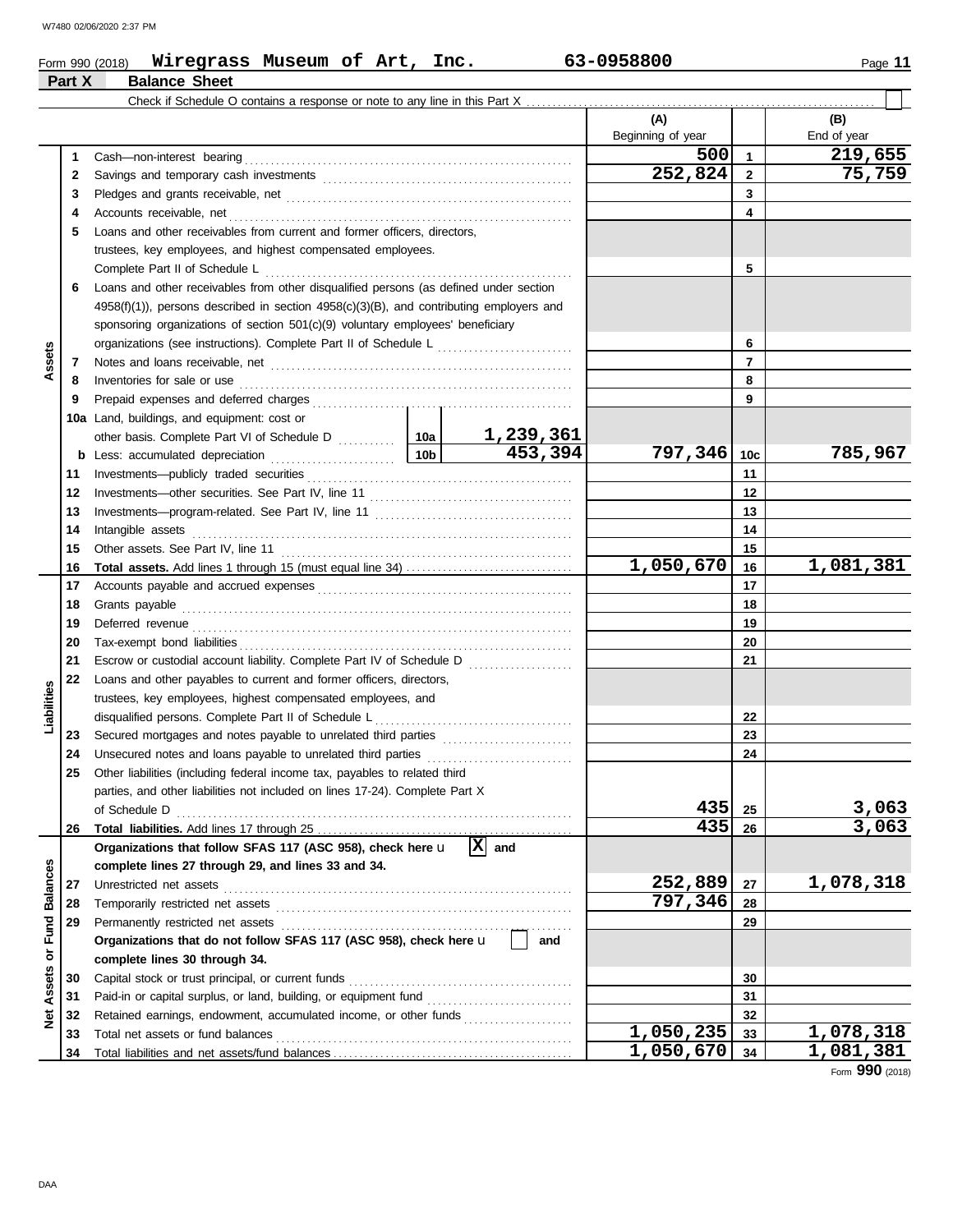Form 990 (2018) **Wiregrass Museum of Art, Inc.** **63-0958800**

## Part X Balance Sheet

Check if Schedule O contains a response or note to any line in this Part X ☐

| | | | | (A) Beginning of year | | (B) End of year |
|---|---|---|---|---|---|---|
| **Assets** | 1 | Cash—non-interest bearing | | 500 | 1 | 219,655 |
| | 2 | Savings and temporary cash investments | | 252,824 | 2 | 75,759 |
| | 3 | Pledges and grants receivable, net | | | 3 | |
| | 4 | Accounts receivable, net | | | 4 | |
| | 5 | Loans and other receivables from current and former officers, directors, trustees, key employees, and highest compensated employees. Complete Part II of Schedule L | | | 5 | |
| | 6 | Loans and other receivables from other disqualified persons (as defined under section 4958(f)(1)), persons described in section 4958(c)(3)(B), and contributing employers and sponsoring organizations of section 501(c)(9) voluntary employees' beneficiary organizations (see instructions). Complete Part II of Schedule L | | | 6 | |
| | 7 | Notes and loans receivable, net | | | 7 | |
| | 8 | Inventories for sale or use | | | 8 | |
| | 9 | Prepaid expenses and deferred charges | | | 9 | |
| | 10a | Land, buildings, and equipment: cost or other basis. Complete Part VI of Schedule D | 10a 1,239,361 | | | |
| | b | Less: accumulated depreciation | 10b 453,394 | 797,346 | 10c | 785,967 |
| | 11 | Investments—publicly traded securities | | | 11 | |
| | 12 | Investments—other securities. See Part IV, line 11 | | | 12 | |
| | 13 | Investments—program-related. See Part IV, line 11 | | | 13 | |
| | 14 | Intangible assets | | | 14 | |
| | 15 | Other assets. See Part IV, line 11 | | | 15 | |
| | 16 | **Total assets.** Add lines 1 through 15 (must equal line 34) | | 1,050,670 | 16 | 1,081,381 |
| **Liabilities** | 17 | Accounts payable and accrued expenses | | | 17 | |
| | 18 | Grants payable | | | 18 | |
| | 19 | Deferred revenue | | | 19 | |
| | 20 | Tax-exempt bond liabilities | | | 20 | |
| | 21 | Escrow or custodial account liability. Complete Part IV of Schedule D | | | 21 | |
| | 22 | Loans and other payables to current and former officers, directors, trustees, key employees, highest compensated employees, and disqualified persons. Complete Part II of Schedule L | | | 22 | |
| | 23 | Secured mortgages and notes payable to unrelated third parties | | | 23 | |
| | 24 | Unsecured notes and loans payable to unrelated third parties | | | 24 | |
| | 25 | Other liabilities (including federal income tax, payables to related third parties, and other liabilities not included on lines 17-24). Complete Part X of Schedule D | | 435 | 25 | 3,063 |
| | 26 | **Total liabilities.** Add lines 17 through 25 | | 435 | 26 | 3,063 |
| **Net Assets or Fund Balances** | | **Organizations that follow SFAS 117 (ASC 958), check here** ☒ **and complete lines 27 through 29, and lines 33 and 34.** | | | | |
| | 27 | Unrestricted net assets | | 252,889 | 27 | 1,078,318 |
| | 28 | Temporarily restricted net assets | | 797,346 | 28 | |
| | 29 | Permanently restricted net assets | | | 29 | |
| | | **Organizations that do not follow SFAS 117 (ASC 958), check here** ☐ **and complete lines 30 through 34.** | | | | |
| | 30 | Capital stock or trust principal, or current funds | | | 30 | |
| | 31 | Paid-in or capital surplus, or land, building, or equipment fund | | | 31 | |
| | 32 | Retained earnings, endowment, accumulated income, or other funds | | | 32 | |
| | 33 | Total net assets or fund balances | | 1,050,235 | 33 | 1,078,318 |
| | 34 | Total liabilities and net assets/fund balances | | 1,050,670 | 34 | 1,081,381 |

Form **990** (2018)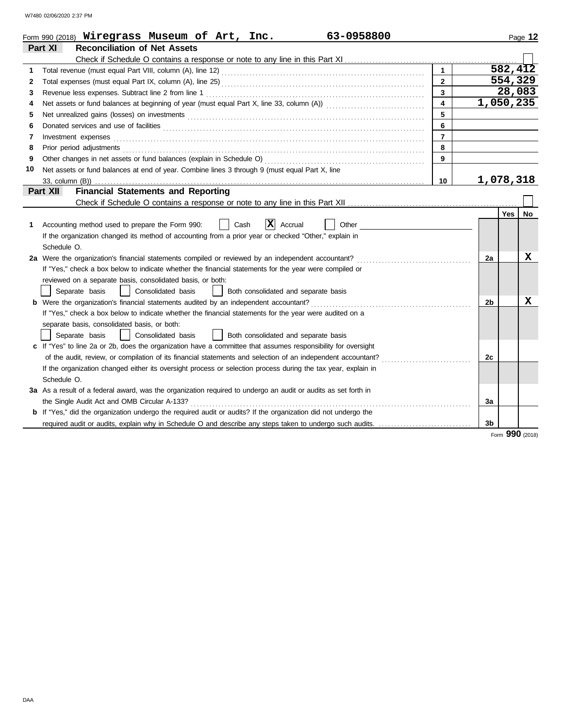Form 990 (2018) **Wiregrass Museum of Art, Inc.** **63-0958800**

## Part XI Reconciliation of Net Assets

Check if Schedule O contains a response or note to any line in this Part XI ☐

| | | | |
|---|---|---|---|
| 1 | Total revenue (must equal Part VIII, column (A), line 12) | 1 | 582,412 |
| 2 | Total expenses (must equal Part IX, column (A), line 25) | 2 | 554,329 |
| 3 | Revenue less expenses. Subtract line 2 from line 1 | 3 | 28,083 |
| 4 | Net assets or fund balances at beginning of year (must equal Part X, line 33, column (A)) | 4 | 1,050,235 |
| 5 | Net unrealized gains (losses) on investments | 5 | |
| 6 | Donated services and use of facilities | 6 | |
| 7 | Investment expenses | 7 | |
| 8 | Prior period adjustments | 8 | |
| 9 | Other changes in net assets or fund balances (explain in Schedule O) | 9 | |
| 10 | Net assets or fund balances at end of year. Combine lines 3 through 9 (must equal Part X, line 33, column (B)) | 10 | 1,078,318 |

## Part XII Financial Statements and Reporting

Check if Schedule O contains a response or note to any line in this Part XII ☐

| | | | Yes | No |
|---|---|---|---|---|
| 1 | Accounting method used to prepare the Form 990: ☐ Cash ☒ Accrual ☐ Other<br>If the organization changed its method of accounting from a prior year or checked "Other," explain in Schedule O. | | | |
| 2a | Were the organization's financial statements compiled or reviewed by an independent accountant?<br>If "Yes," check a box below to indicate whether the financial statements for the year were compiled or reviewed on a separate basis, consolidated basis, or both:<br>☐ Separate basis ☐ Consolidated basis ☐ Both consolidated and separate basis | 2a | | X |
| b | Were the organization's financial statements audited by an independent accountant?<br>If "Yes," check a box below to indicate whether the financial statements for the year were audited on a separate basis, consolidated basis, or both:<br>☐ Separate basis ☐ Consolidated basis ☐ Both consolidated and separate basis | 2b | | X |
| c | If "Yes" to line 2a or 2b, does the organization have a committee that assumes responsibility for oversight of the audit, review, or compilation of its financial statements and selection of an independent accountant?<br>If the organization changed either its oversight process or selection process during the tax year, explain in Schedule O. | 2c | | |
| 3a | As a result of a federal award, was the organization required to undergo an audit or audits as set forth in the Single Audit Act and OMB Circular A-133? | 3a | | |
| b | If "Yes," did the organization undergo the required audit or audits? If the organization did not undergo the required audit or audits, explain why in Schedule O and describe any steps taken to undergo such audits. | 3b | | |

Form **990** (2018)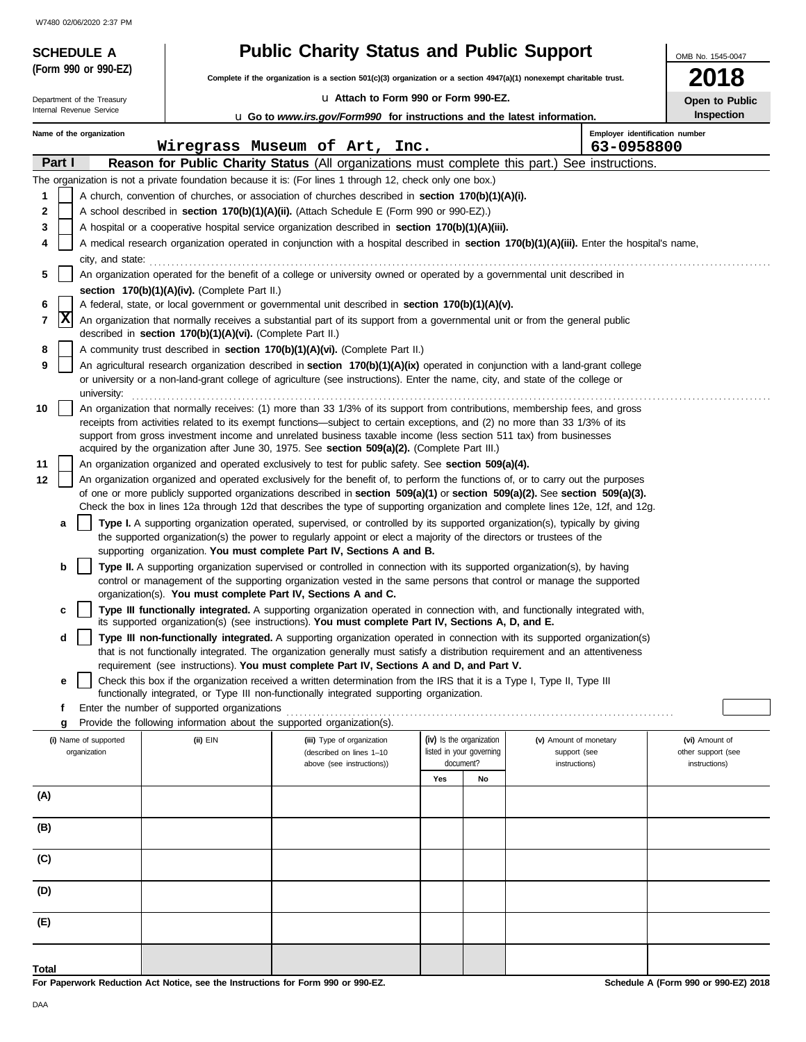W7480 02/06/2020 2:37 PM

**SCHEDULE A (Form 990 or 990-EZ)**

Department of the Treasury
Internal Revenue Service

# Public Charity Status and Public Support

**Complete if the organization is a section 501(c)(3) organization or a section 4947(a)(1) nonexempt charitable trust.**

u **Attach to Form 990 or Form 990-EZ.**

u **Go to *www.irs.gov/Form990* for instructions and the latest information.**

OMB No. 1545-0047

**2018**

**Open to Public Inspection**

**Name of the organization:** Wiregrass Museum of Art, Inc.

**Employer identification number:** 63-0958800

## Part I — Reason for Public Charity Status (All organizations must complete this part.) See instructions.

The organization is not a private foundation because it is: (For lines 1 through 12, check only one box.)

1. [ ] A church, convention of churches, or association of churches described in **section 170(b)(1)(A)(i).**
2. [ ] A school described in **section 170(b)(1)(A)(ii).** (Attach Schedule E (Form 990 or 990-EZ).)
3. [ ] A hospital or a cooperative hospital service organization described in **section 170(b)(1)(A)(iii).**
4. [ ] A medical research organization operated in conjunction with a hospital described in **section 170(b)(1)(A)(iii).** Enter the hospital's name, city, and state:
5. [ ] An organization operated for the benefit of a college or university owned or operated by a governmental unit described in **section 170(b)(1)(A)(iv).** (Complete Part II.)
6. [ ] A federal, state, or local government or governmental unit described in **section 170(b)(1)(A)(v).**
7. [X] An organization that normally receives a substantial part of its support from a governmental unit or from the general public described in **section 170(b)(1)(A)(vi).** (Complete Part II.)
8. [ ] A community trust described in **section 170(b)(1)(A)(vi).** (Complete Part II.)
9. [ ] An agricultural research organization described in **section 170(b)(1)(A)(ix)** operated in conjunction with a land-grant college or university or a non-land-grant college of agriculture (see instructions). Enter the name, city, and state of the college or university:
10. [ ] An organization that normally receives: (1) more than 33 1/3% of its support from contributions, membership fees, and gross receipts from activities related to its exempt functions—subject to certain exceptions, and (2) no more than 33 1/3% of its support from gross investment income and unrelated business taxable income (less section 511 tax) from businesses acquired by the organization after June 30, 1975. See **section 509(a)(2).** (Complete Part III.)
11. [ ] An organization organized and operated exclusively to test for public safety. See **section 509(a)(4).**
12. [ ] An organization organized and operated exclusively for the benefit of, to perform the functions of, or to carry out the purposes of one or more publicly supported organizations described in **section 509(a)(1)** or **section 509(a)(2).** See **section 509(a)(3).** Check the box in lines 12a through 12d that describes the type of supporting organization and complete lines 12e, 12f, and 12g.
   - **a** [ ] **Type I.** A supporting organization operated, supervised, or controlled by its supported organization(s), typically by giving the supported organization(s) the power to regularly appoint or elect a majority of the directors or trustees of the supporting organization. **You must complete Part IV, Sections A and B.**
   - **b** [ ] **Type II.** A supporting organization supervised or controlled in connection with its supported organization(s), by having control or management of the supporting organization vested in the same persons that control or manage the supported organization(s). **You must complete Part IV, Sections A and C.**
   - **c** [ ] **Type III functionally integrated.** A supporting organization operated in connection with, and functionally integrated with, its supported organization(s) (see instructions). **You must complete Part IV, Sections A, D, and E.**
   - **d** [ ] **Type III non-functionally integrated.** A supporting organization operated in connection with its supported organization(s) that is not functionally integrated. The organization generally must satisfy a distribution requirement and an attentiveness requirement (see instructions). **You must complete Part IV, Sections A and D, and Part V.**
   - **e** [ ] Check this box if the organization received a written determination from the IRS that it is a Type I, Type II, Type III functionally integrated, or Type III non-functionally integrated supporting organization.
   - **f** Enter the number of supported organizations
   - **g** Provide the following information about the supported organization(s).

| (i) Name of supported organization | (ii) EIN | (iii) Type of organization (described on lines 1–10 above (see instructions)) | (iv) Is the organization listed in your governing document? Yes | No | (v) Amount of monetary support (see instructions) | (vi) Amount of other support (see instructions) |
|---|---|---|---|---|---|---|
| (A) | | | | | | |
| (B) | | | | | | |
| (C) | | | | | | |
| (D) | | | | | | |
| (E) | | | | | | |
| **Total** | | | | | | |

**For Paperwork Reduction Act Notice, see the Instructions for Form 990 or 990-EZ.**

**Schedule A (Form 990 or 990-EZ) 2018**

DAA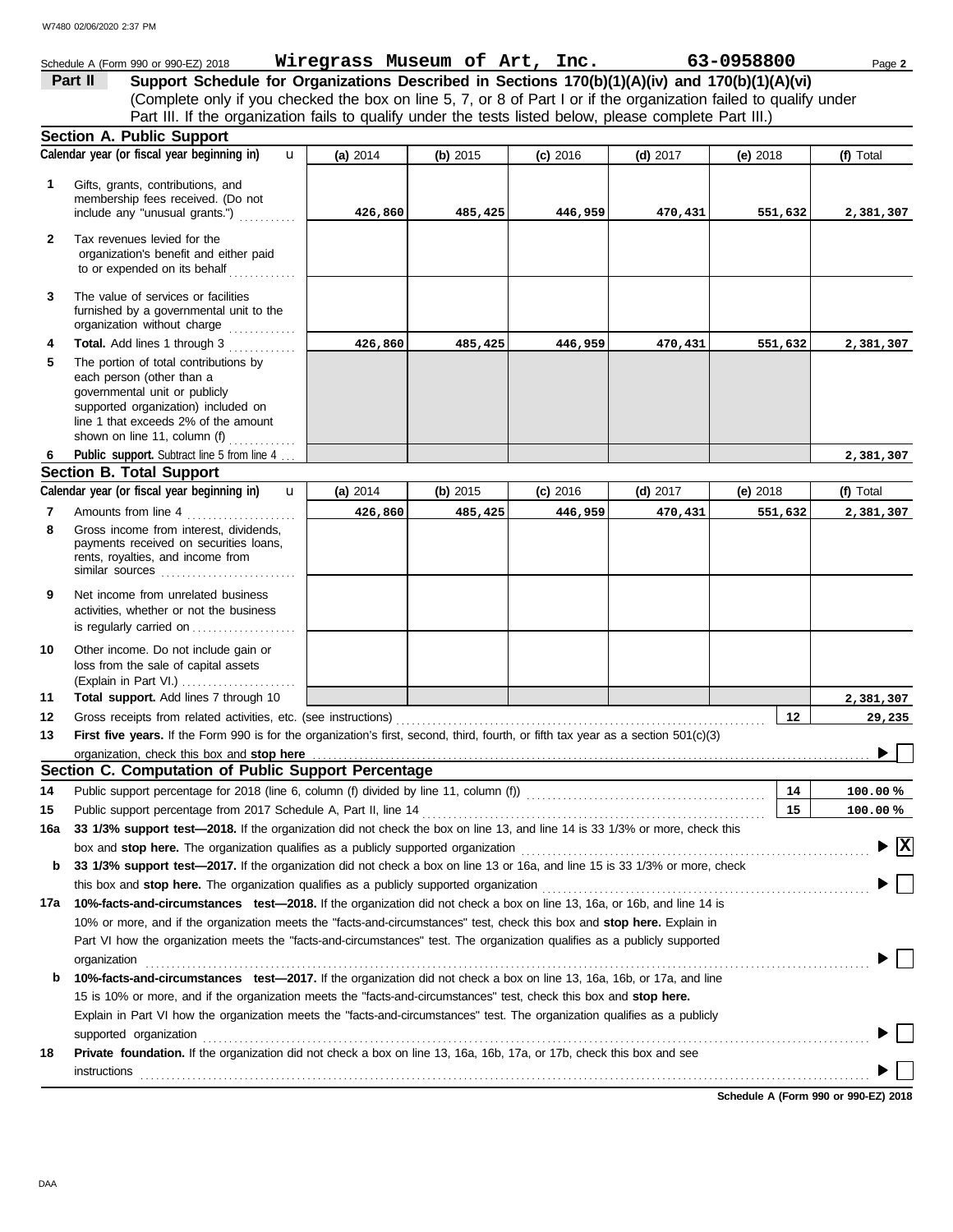Schedule A (Form 990 or 990-EZ) 2018 **Wiregrass Museum of Art, Inc.** **63-0958800** Page **2**

## Part II — Support Schedule for Organizations Described in Sections 170(b)(1)(A)(iv) and 170(b)(1)(A)(vi)

(Complete only if you checked the box on line 5, 7, or 8 of Part I or if the organization failed to qualify under Part III. If the organization fails to qualify under the tests listed below, please complete Part III.)

### Section A. Public Support

| Calendar year (or fiscal year beginning in) | (a) 2014 | (b) 2015 | (c) 2016 | (d) 2017 | (e) 2018 | (f) Total |
|---|---|---|---|---|---|---|
| **1** Gifts, grants, contributions, and membership fees received. (Do not include any "unusual grants.") | 426,860 | 485,425 | 446,959 | 470,431 | 551,632 | 2,381,307 |
| **2** Tax revenues levied for the organization's benefit and either paid to or expended on its behalf | | | | | | |
| **3** The value of services or facilities furnished by a governmental unit to the organization without charge | | | | | | |
| **4** **Total.** Add lines 1 through 3 | 426,860 | 485,425 | 446,959 | 470,431 | 551,632 | 2,381,307 |
| **5** The portion of total contributions by each person (other than a governmental unit or publicly supported organization) included on line 1 that exceeds 2% of the amount shown on line 11, column (f) | | | | | | |
| **6** **Public support.** Subtract line 5 from line 4 | | | | | | 2,381,307 |

### Section B. Total Support

| Calendar year (or fiscal year beginning in) | (a) 2014 | (b) 2015 | (c) 2016 | (d) 2017 | (e) 2018 | (f) Total |
|---|---|---|---|---|---|---|
| **7** Amounts from line 4 | 426,860 | 485,425 | 446,959 | 470,431 | 551,632 | 2,381,307 |
| **8** Gross income from interest, dividends, payments received on securities loans, rents, royalties, and income from similar sources | | | | | | |
| **9** Net income from unrelated business activities, whether or not the business is regularly carried on | | | | | | |
| **10** Other income. Do not include gain or loss from the sale of capital assets (Explain in Part VI.) | | | | | | |
| **11** **Total support.** Add lines 7 through 10 | | | | | | 2,381,307 |

**12** Gross receipts from related activities, etc. (see instructions) — **12** — 29,235

**13** **First five years.** If the Form 990 is for the organization's first, second, third, fourth, or fifth tax year as a section 501(c)(3) organization, check this box and **stop here** ☐

### Section C. Computation of Public Support Percentage

**14** Public support percentage for 2018 (line 6, column (f) divided by line 11, column (f)) — **14** — 100.00 %

**15** Public support percentage from 2017 Schedule A, Part II, line 14 — **15** — 100.00 %

**16a** **33 1/3% support test—2018.** If the organization did not check the box on line 13, and line 14 is 33 1/3% or more, check this box and **stop here.** The organization qualifies as a publicly supported organization ☒

**b** **33 1/3% support test—2017.** If the organization did not check a box on line 13 or 16a, and line 15 is 33 1/3% or more, check this box and **stop here.** The organization qualifies as a publicly supported organization ☐

**17a** **10%-facts-and-circumstances test—2018.** If the organization did not check a box on line 13, 16a, or 16b, and line 14 is 10% or more, and if the organization meets the "facts-and-circumstances" test, check this box and **stop here.** Explain in Part VI how the organization meets the "facts-and-circumstances" test. The organization qualifies as a publicly supported organization ☐

**b** **10%-facts-and-circumstances test—2017.** If the organization did not check a box on line 13, 16a, 16b, or 17a, and line 15 is 10% or more, and if the organization meets the "facts-and-circumstances" test, check this box and **stop here.** Explain in Part VI how the organization meets the "facts-and-circumstances" test. The organization qualifies as a publicly supported organization ☐

**18** **Private foundation.** If the organization did not check a box on line 13, 16a, 16b, 17a, or 17b, check this box and see instructions ☐

**Schedule A (Form 990 or 990-EZ) 2018**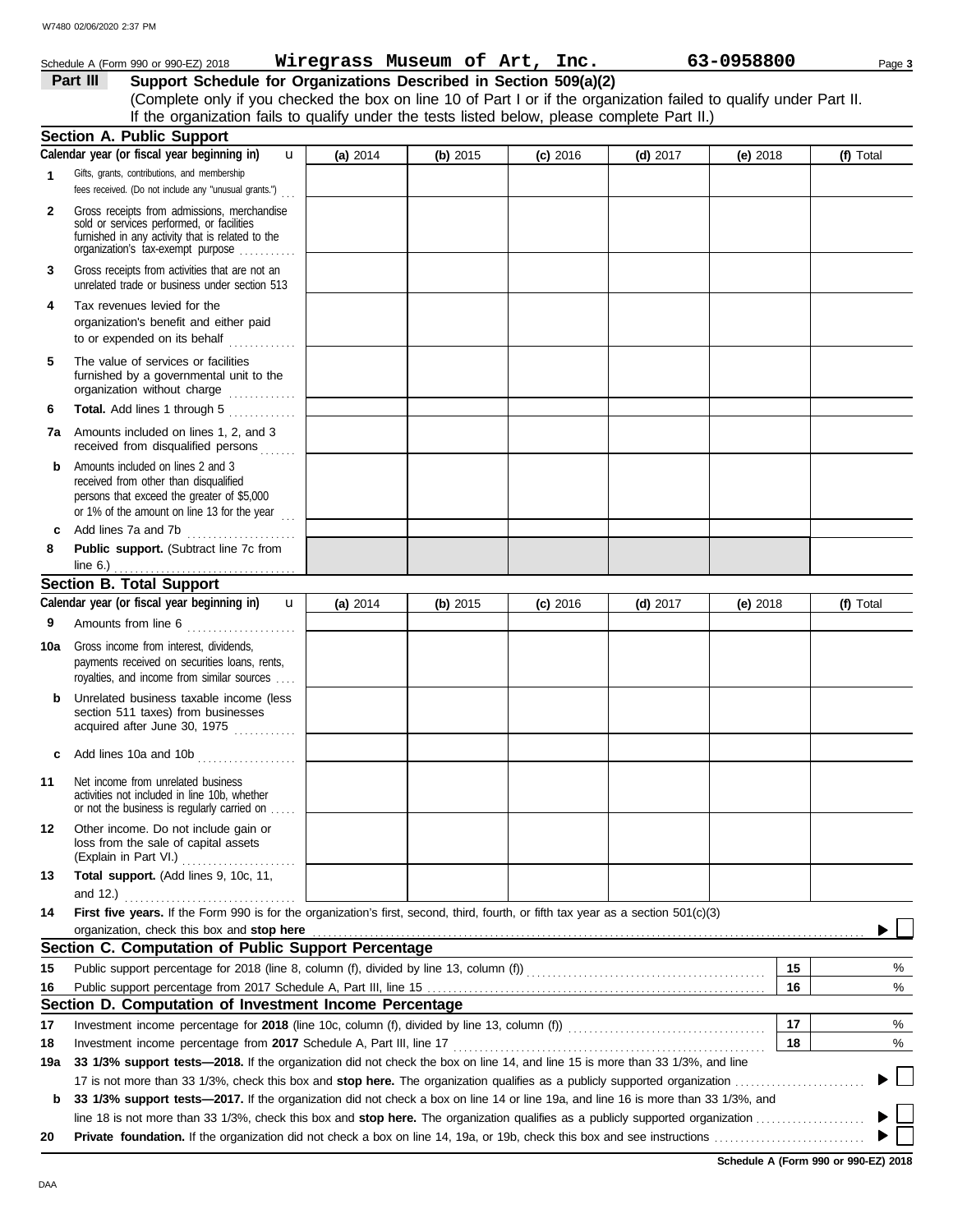Schedule A (Form 990 or 990-EZ) 2018 **Wiregrass Museum of Art, Inc.** **63-0958800**

## Part III Support Schedule for Organizations Described in Section 509(a)(2)

(Complete only if you checked the box on line 10 of Part I or if the organization failed to qualify under Part II. If the organization fails to qualify under the tests listed below, please complete Part II.)

### Section A. Public Support

| Calendar year (or fiscal year beginning in) | (a) 2014 | (b) 2015 | (c) 2016 | (d) 2017 | (e) 2018 | (f) Total |
|---|---|---|---|---|---|---|
| **1** Gifts, grants, contributions, and membership fees received. (Do not include any "unusual grants.") | | | | | | |
| **2** Gross receipts from admissions, merchandise sold or services performed, or facilities furnished in any activity that is related to the organization's tax-exempt purpose | | | | | | |
| **3** Gross receipts from activities that are not an unrelated trade or business under section 513 | | | | | | |
| **4** Tax revenues levied for the organization's benefit and either paid to or expended on its behalf | | | | | | |
| **5** The value of services or facilities furnished by a governmental unit to the organization without charge | | | | | | |
| **6** **Total.** Add lines 1 through 5 | | | | | | |
| **7a** Amounts included on lines 1, 2, and 3 received from disqualified persons | | | | | | |
| **b** Amounts included on lines 2 and 3 received from other than disqualified persons that exceed the greater of $5,000 or 1% of the amount on line 13 for the year | | | | | | |
| **c** Add lines 7a and 7b | | | | | | |
| **8** **Public support.** (Subtract line 7c from line 6.) | | | | | | |

### Section B. Total Support

| Calendar year (or fiscal year beginning in) | (a) 2014 | (b) 2015 | (c) 2016 | (d) 2017 | (e) 2018 | (f) Total |
|---|---|---|---|---|---|---|
| **9** Amounts from line 6 | | | | | | |
| **10a** Gross income from interest, dividends, payments received on securities loans, rents, royalties, and income from similar sources | | | | | | |
| **b** Unrelated business taxable income (less section 511 taxes) from businesses acquired after June 30, 1975 | | | | | | |
| **c** Add lines 10a and 10b | | | | | | |
| **11** Net income from unrelated business activities not included in line 10b, whether or not the business is regularly carried on | | | | | | |
| **12** Other income. Do not include gain or loss from the sale of capital assets (Explain in Part VI.) | | | | | | |
| **13** **Total support.** (Add lines 9, 10c, 11, and 12.) | | | | | | |

**14** **First five years.** If the Form 990 is for the organization's first, second, third, fourth, or fifth tax year as a section 501(c)(3) organization, check this box and **stop here** ☐

### Section C. Computation of Public Support Percentage

| | | | |
|---|---|---|---|
| **15** | Public support percentage for 2018 (line 8, column (f), divided by line 13, column (f)) | **15** | % |
| **16** | Public support percentage from 2017 Schedule A, Part III, line 15 | **16** | % |

### Section D. Computation of Investment Income Percentage

| | | | |
|---|---|---|---|
| **17** | Investment income percentage for **2018** (line 10c, column (f), divided by line 13, column (f)) | **17** | % |
| **18** | Investment income percentage from **2017** Schedule A, Part III, line 17 | **18** | % |

**19a** **33 1/3% support tests—2018.** If the organization did not check the box on line 14, and line 15 is more than 33 1/3%, and line 17 is not more than 33 1/3%, check this box and **stop here.** The organization qualifies as a publicly supported organization ☐

**b** **33 1/3% support tests—2017.** If the organization did not check a box on line 14 or line 19a, and line 16 is more than 33 1/3%, and line 18 is not more than 33 1/3%, check this box and **stop here.** The organization qualifies as a publicly supported organization ☐

**20** **Private foundation.** If the organization did not check a box on line 14, 19a, or 19b, check this box and see instructions ☐

**Schedule A (Form 990 or 990-EZ) 2018**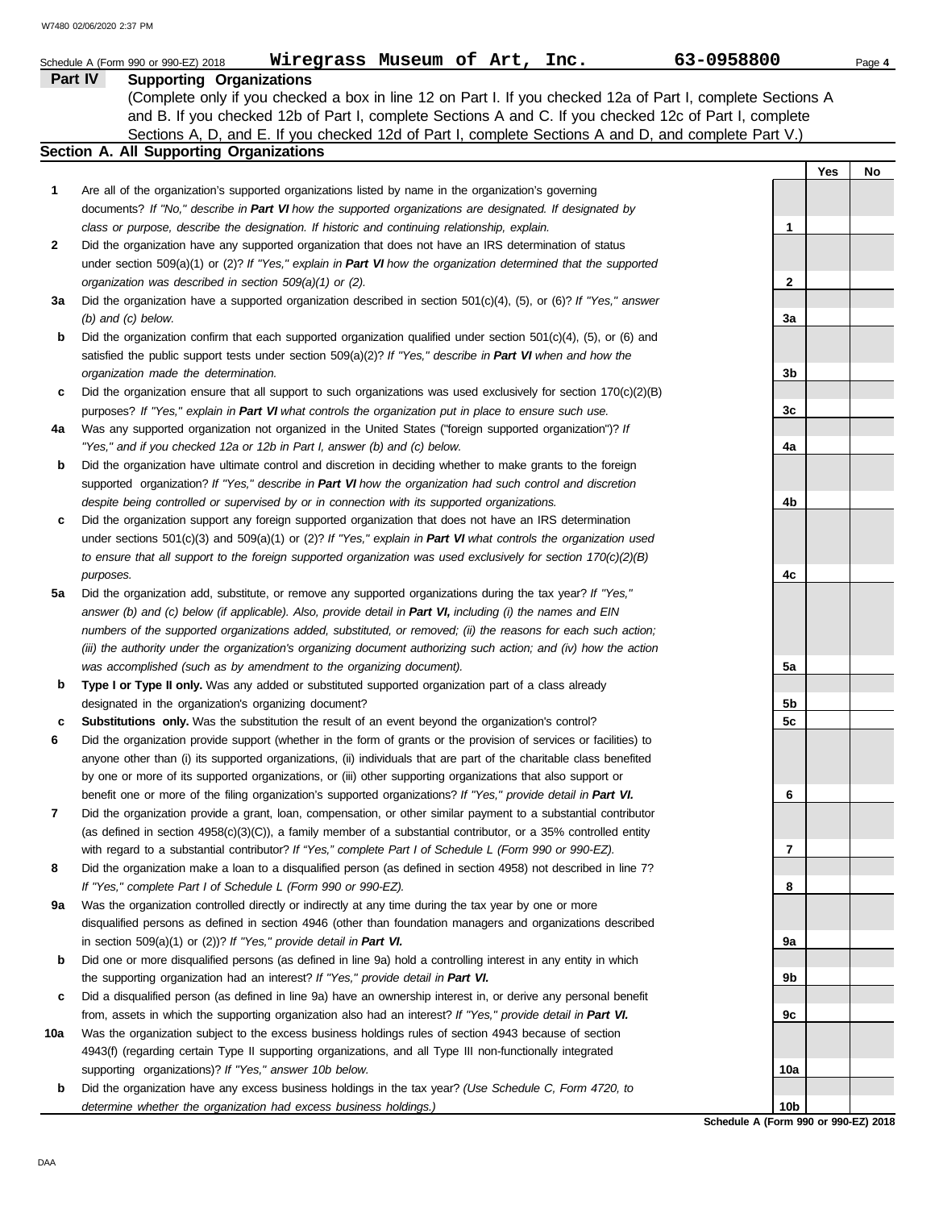Schedule A (Form 990 or 990-EZ) 2018 **Wiregrass Museum of Art, Inc.** **63-0958800**

## Part IV Supporting Organizations

(Complete only if you checked a box in line 12 on Part I. If you checked 12a of Part I, complete Sections A and B. If you checked 12b of Part I, complete Sections A and C. If you checked 12c of Part I, complete Sections A, D, and E. If you checked 12d of Part I, complete Sections A and D, and complete Part V.)

### Section A. All Supporting Organizations

| | | | Yes | No |
|---|---|---|---|---|
| **1** | Are all of the organization's supported organizations listed by name in the organization's governing documents? *If "No," describe in **Part VI** how the supported organizations are designated. If designated by class or purpose, describe the designation. If historic and continuing relationship, explain.* | 1 | | |
| **2** | Did the organization have any supported organization that does not have an IRS determination of status under section 509(a)(1) or (2)? *If "Yes," explain in **Part VI** how the organization determined that the supported organization was described in section 509(a)(1) or (2).* | 2 | | |
| **3a** | Did the organization have a supported organization described in section 501(c)(4), (5), or (6)? *If "Yes," answer (b) and (c) below.* | 3a | | |
| **b** | Did the organization confirm that each supported organization qualified under section 501(c)(4), (5), or (6) and satisfied the public support tests under section 509(a)(2)? *If "Yes," describe in **Part VI** when and how the organization made the determination.* | 3b | | |
| **c** | Did the organization ensure that all support to such organizations was used exclusively for section 170(c)(2)(B) purposes? *If "Yes," explain in **Part VI** what controls the organization put in place to ensure such use.* | 3c | | |
| **4a** | Was any supported organization not organized in the United States ("foreign supported organization")? *If "Yes," and if you checked 12a or 12b in Part I, answer (b) and (c) below.* | 4a | | |
| **b** | Did the organization have ultimate control and discretion in deciding whether to make grants to the foreign supported organization? *If "Yes," describe in **Part VI** how the organization had such control and discretion despite being controlled or supervised by or in connection with its supported organizations.* | 4b | | |
| **c** | Did the organization support any foreign supported organization that does not have an IRS determination under sections 501(c)(3) and 509(a)(1) or (2)? *If "Yes," explain in **Part VI** what controls the organization used to ensure that all support to the foreign supported organization was used exclusively for section 170(c)(2)(B) purposes.* | 4c | | |
| **5a** | Did the organization add, substitute, or remove any supported organizations during the tax year? *If "Yes," answer (b) and (c) below (if applicable). Also, provide detail in **Part VI,** including (i) the names and EIN numbers of the supported organizations added, substituted, or removed; (ii) the reasons for each such action; (iii) the authority under the organization's organizing document authorizing such action; and (iv) how the action was accomplished (such as by amendment to the organizing document).* | 5a | | |
| **b** | **Type I or Type II only.** Was any added or substituted supported organization part of a class already designated in the organization's organizing document? | 5b | | |
| **c** | **Substitutions only.** Was the substitution the result of an event beyond the organization's control? | 5c | | |
| **6** | Did the organization provide support (whether in the form of grants or the provision of services or facilities) to anyone other than (i) its supported organizations, (ii) individuals that are part of the charitable class benefited by one or more of its supported organizations, or (iii) other supporting organizations that also support or benefit one or more of the filing organization's supported organizations? *If "Yes," provide detail in **Part VI.*** | 6 | | |
| **7** | Did the organization provide a grant, loan, compensation, or other similar payment to a substantial contributor (as defined in section 4958(c)(3)(C)), a family member of a substantial contributor, or a 35% controlled entity with regard to a substantial contributor? *If "Yes," complete Part I of Schedule L (Form 990 or 990-EZ).* | 7 | | |
| **8** | Did the organization make a loan to a disqualified person (as defined in section 4958) not described in line 7? *If "Yes," complete Part I of Schedule L (Form 990 or 990-EZ).* | 8 | | |
| **9a** | Was the organization controlled directly or indirectly at any time during the tax year by one or more disqualified persons as defined in section 4946 (other than foundation managers and organizations described in section 509(a)(1) or (2))? *If "Yes," provide detail in **Part VI.*** | 9a | | |
| **b** | Did one or more disqualified persons (as defined in line 9a) hold a controlling interest in any entity in which the supporting organization had an interest? *If "Yes," provide detail in **Part VI.*** | 9b | | |
| **c** | Did a disqualified person (as defined in line 9a) have an ownership interest in, or derive any personal benefit from, assets in which the supporting organization also had an interest? *If "Yes," provide detail in **Part VI.*** | 9c | | |
| **10a** | Was the organization subject to the excess business holdings rules of section 4943 because of section 4943(f) (regarding certain Type II supporting organizations, and all Type III non-functionally integrated supporting organizations)? *If "Yes," answer 10b below.* | 10a | | |
| **b** | Did the organization have any excess business holdings in the tax year? *(Use Schedule C, Form 4720, to determine whether the organization had excess business holdings.)* | 10b | | |

**Schedule A (Form 990 or 990-EZ) 2018**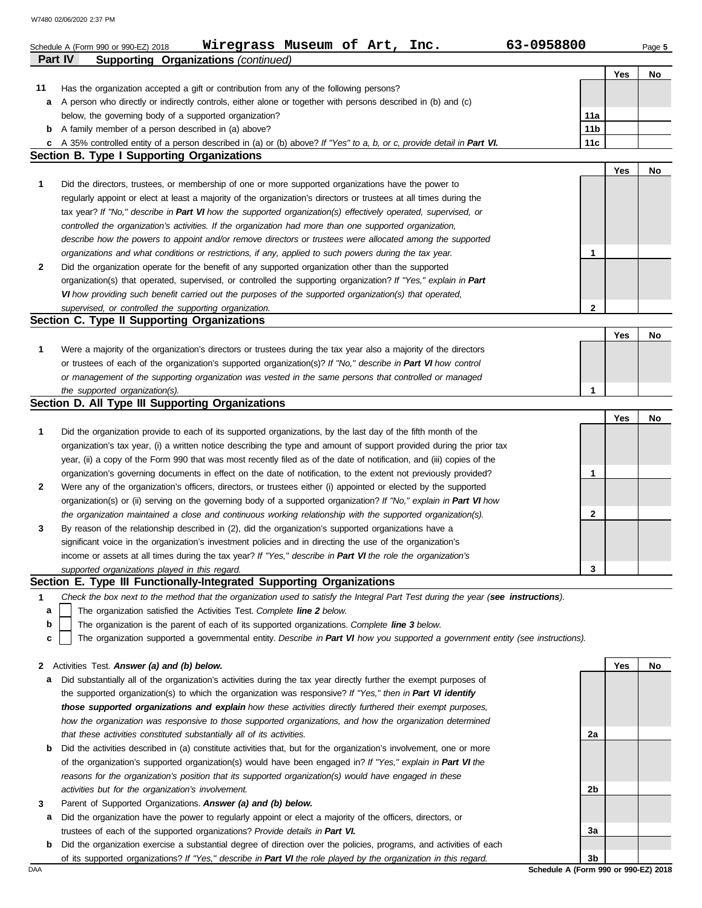W7480 02/06/2020 2:37 PM

Schedule A (Form 990 or 990-EZ) 2018 **Wiregrass Museum of Art, Inc.** **63-0958800**

## Part IV Supporting Organizations *(continued)*

| | | | Yes | No |
|---|---|---|---|---|
| **11** | Has the organization accepted a gift or contribution from any of the following persons? | | | |
| **a** | A person who directly or indirectly controls, either alone or together with persons described in (b) and (c) below, the governing body of a supported organization? | **11a** | | |
| **b** | A family member of a person described in (a) above? | **11b** | | |
| **c** | A 35% controlled entity of a person described in (a) or (b) above? *If "Yes" to a, b, or c, provide detail in **Part VI.*** | **11c** | | |

### Section B. Type I Supporting Organizations

| | | | Yes | No |
|---|---|---|---|---|
| **1** | Did the directors, trustees, or membership of one or more supported organizations have the power to regularly appoint or elect at least a majority of the organization's directors or trustees at all times during the tax year? *If "No," describe in **Part VI** how the supported organization(s) effectively operated, supervised, or controlled the organization's activities. If the organization had more than one supported organization, describe how the powers to appoint and/or remove directors or trustees were allocated among the supported organizations and what conditions or restrictions, if any, applied to such powers during the tax year.* | **1** | | |
| **2** | Did the organization operate for the benefit of any supported organization other than the supported organization(s) that operated, supervised, or controlled the supporting organization? *If "Yes," explain in **Part VI** how providing such benefit carried out the purposes of the supported organization(s) that operated, supervised, or controlled the supporting organization.* | **2** | | |

### Section C. Type II Supporting Organizations

| | | | Yes | No |
|---|---|---|---|---|
| **1** | Were a majority of the organization's directors or trustees during the tax year also a majority of the directors or trustees of each of the organization's supported organization(s)? *If "No," describe in **Part VI** how control or management of the supporting organization was vested in the same persons that controlled or managed the supported organization(s).* | **1** | | |

### Section D. All Type III Supporting Organizations

| | | | Yes | No |
|---|---|---|---|---|
| **1** | Did the organization provide to each of its supported organizations, by the last day of the fifth month of the organization's tax year, (i) a written notice describing the type and amount of support provided during the prior tax year, (ii) a copy of the Form 990 that was most recently filed as of the date of notification, and (iii) copies of the organization's governing documents in effect on the date of notification, to the extent not previously provided? | **1** | | |
| **2** | Were any of the organization's officers, directors, or trustees either (i) appointed or elected by the supported organization(s) or (ii) serving on the governing body of a supported organization? *If "No," explain in **Part VI** how the organization maintained a close and continuous working relationship with the supported organization(s).* | **2** | | |
| **3** | By reason of the relationship described in (2), did the organization's supported organizations have a significant voice in the organization's investment policies and in directing the use of the organization's income or assets at all times during the tax year? *If "Yes," describe in **Part VI** the role the organization's supported organizations played in this regard.* | **3** | | |

### Section E. Type III Functionally-Integrated Supporting Organizations

**1** *Check the box next to the method that the organization used to satisfy the Integral Part Test during the year (**see instructions**).*

- **a** ☐ The organization satisfied the Activities Test. *Complete **line 2** below.*
- **b** ☐ The organization is the parent of each of its supported organizations. *Complete **line 3** below.*
- **c** ☐ The organization supported a governmental entity. *Describe in **Part VI** how you supported a government entity (see instructions).*

| | | | Yes | No |
|---|---|---|---|---|
| **2** | Activities Test. ***Answer (a) and (b) below.*** | | | |
| **a** | Did substantially all of the organization's activities during the tax year directly further the exempt purposes of the supported organization(s) to which the organization was responsive? *If "Yes," then in **Part VI identify those supported organizations and explain** how these activities directly furthered their exempt purposes, how the organization was responsive to those supported organizations, and how the organization determined that these activities constituted substantially all of its activities.* | **2a** | | |
| **b** | Did the activities described in (a) constitute activities that, but for the organization's involvement, one or more of the organization's supported organization(s) would have been engaged in? *If "Yes," explain in **Part VI** the reasons for the organization's position that its supported organization(s) would have engaged in these activities but for the organization's involvement.* | **2b** | | |
| **3** | Parent of Supported Organizations. ***Answer (a) and (b) below.*** | | | |
| **a** | Did the organization have the power to regularly appoint or elect a majority of the officers, directors, or trustees of each of the supported organizations? *Provide details in **Part VI.*** | **3a** | | |
| **b** | Did the organization exercise a substantial degree of direction over the policies, programs, and activities of each of its supported organizations? *If "Yes," describe in **Part VI** the role played by the organization in this regard.* | **3b** | | |

DAA **Schedule A (Form 990 or 990-EZ) 2018**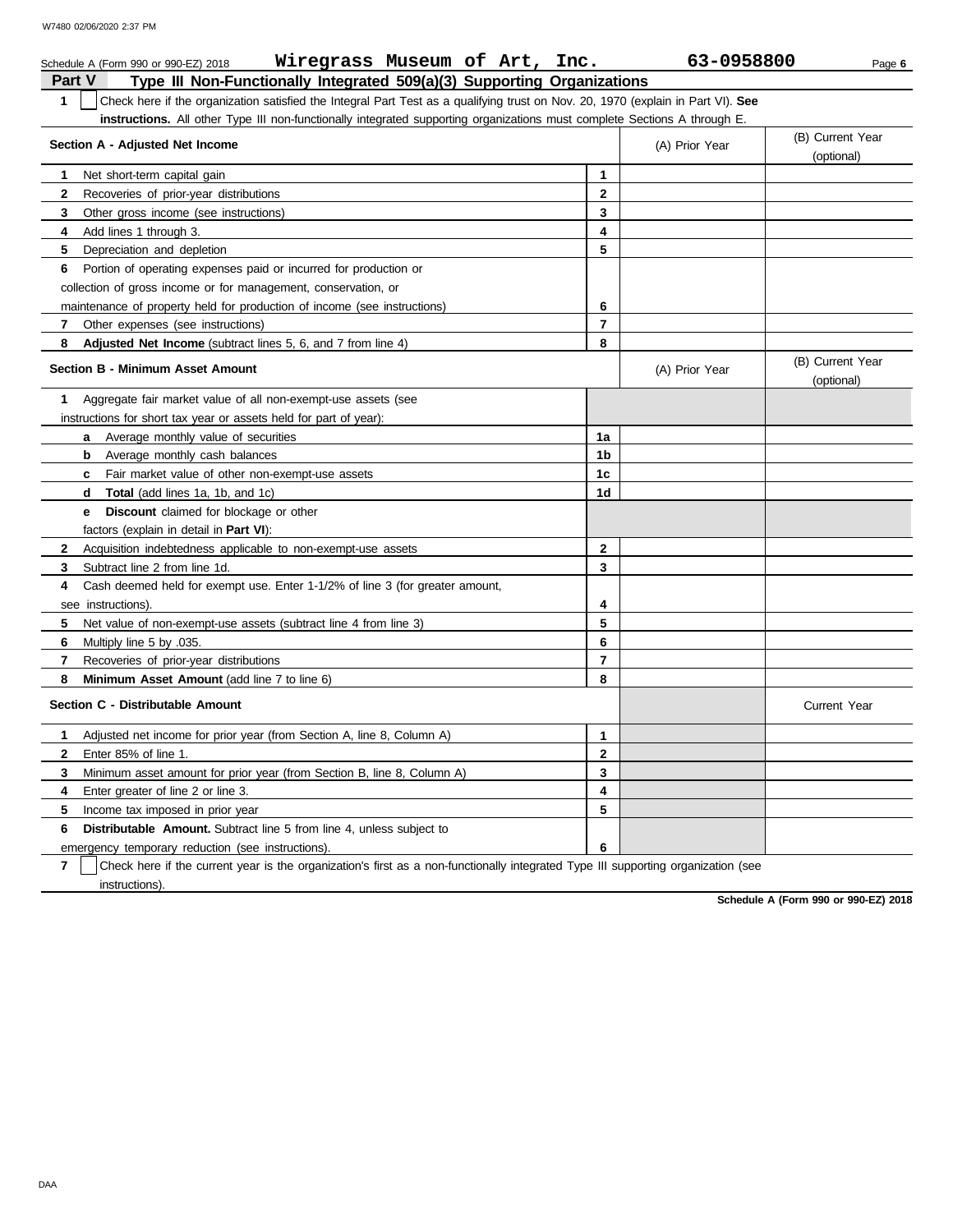Schedule A (Form 990 or 990-EZ) 2018 **Wiregrass Museum of Art, Inc.** **63-0958800**

## Part V Type III Non-Functionally Integrated 509(a)(3) Supporting Organizations

**1** ☐ Check here if the organization satisfied the Integral Part Test as a qualifying trust on Nov. 20, 1970 (explain in Part VI). **See instructions.** All other Type III non-functionally integrated supporting organizations must complete Sections A through E.

| Section A - Adjusted Net Income | | (A) Prior Year | (B) Current Year (optional) |
|---|---|---|---|
| **1** Net short-term capital gain | 1 | | |
| **2** Recoveries of prior-year distributions | 2 | | |
| **3** Other gross income (see instructions) | 3 | | |
| **4** Add lines 1 through 3. | 4 | | |
| **5** Depreciation and depletion | 5 | | |
| **6** Portion of operating expenses paid or incurred for production or collection of gross income or for management, conservation, or maintenance of property held for production of income (see instructions) | 6 | | |
| **7** Other expenses (see instructions) | 7 | | |
| **8** **Adjusted Net Income** (subtract lines 5, 6, and 7 from line 4) | 8 | | |

| Section B - Minimum Asset Amount | | (A) Prior Year | (B) Current Year (optional) |
|---|---|---|---|
| **1** Aggregate fair market value of all non-exempt-use assets (see instructions for short tax year or assets held for part of year): | | | |
| **a** Average monthly value of securities | 1a | | |
| **b** Average monthly cash balances | 1b | | |
| **c** Fair market value of other non-exempt-use assets | 1c | | |
| **d** **Total** (add lines 1a, 1b, and 1c) | 1d | | |
| **e** **Discount** claimed for blockage or other factors (explain in detail in **Part VI**): | | | |
| **2** Acquisition indebtedness applicable to non-exempt-use assets | 2 | | |
| **3** Subtract line 2 from line 1d. | 3 | | |
| **4** Cash deemed held for exempt use. Enter 1-1/2% of line 3 (for greater amount, see instructions). | 4 | | |
| **5** Net value of non-exempt-use assets (subtract line 4 from line 3) | 5 | | |
| **6** Multiply line 5 by .035. | 6 | | |
| **7** Recoveries of prior-year distributions | 7 | | |
| **8** **Minimum Asset Amount** (add line 7 to line 6) | 8 | | |

| Section C - Distributable Amount | | | Current Year |
|---|---|---|---|
| **1** Adjusted net income for prior year (from Section A, line 8, Column A) | 1 | | |
| **2** Enter 85% of line 1. | 2 | | |
| **3** Minimum asset amount for prior year (from Section B, line 8, Column A) | 3 | | |
| **4** Enter greater of line 2 or line 3. | 4 | | |
| **5** Income tax imposed in prior year | 5 | | |
| **6** **Distributable Amount.** Subtract line 5 from line 4, unless subject to emergency temporary reduction (see instructions). | 6 | | |

**7** ☐ Check here if the current year is the organization's first as a non-functionally integrated Type III supporting organization (see instructions).

**Schedule A (Form 990 or 990-EZ) 2018**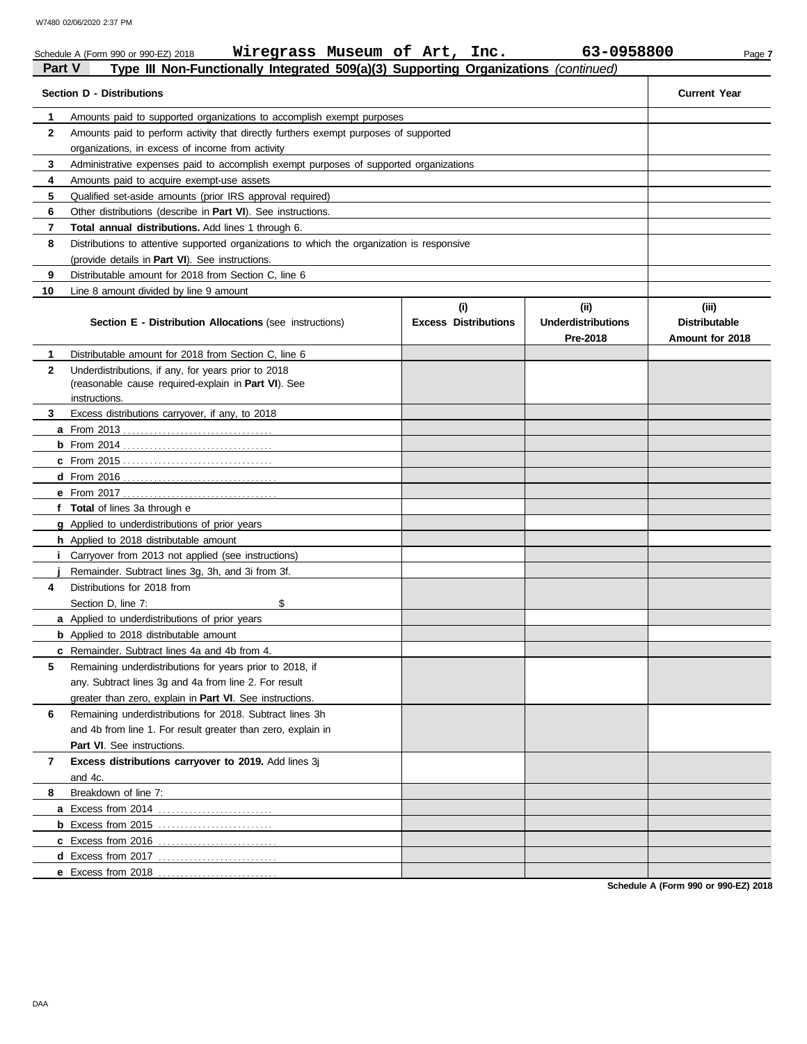Schedule A (Form 990 or 990-EZ) 2018 **Wiregrass Museum of Art, Inc.** **63-0958800**

## Part V Type III Non-Functionally Integrated 509(a)(3) Supporting Organizations *(continued)*

| Section D - Distributions | | Current Year |
|---|---|---|
| 1 | Amounts paid to supported organizations to accomplish exempt purposes | |
| 2 | Amounts paid to perform activity that directly furthers exempt purposes of supported organizations, in excess of income from activity | |
| 3 | Administrative expenses paid to accomplish exempt purposes of supported organizations | |
| 4 | Amounts paid to acquire exempt-use assets | |
| 5 | Qualified set-aside amounts (prior IRS approval required) | |
| 6 | Other distributions (describe in **Part VI**). See instructions. | |
| 7 | **Total annual distributions.** Add lines 1 through 6. | |
| 8 | Distributions to attentive supported organizations to which the organization is responsive (provide details in **Part VI**). See instructions. | |
| 9 | Distributable amount for 2018 from Section C, line 6 | |
| 10 | Line 8 amount divided by line 9 amount | |

| | Section E - Distribution Allocations (see instructions) | (i) Excess Distributions | (ii) Underdistributions Pre-2018 | (iii) Distributable Amount for 2018 |
|---|---|---|---|---|
| 1 | Distributable amount for 2018 from Section C, line 6 | | | |
| 2 | Underdistributions, if any, for years prior to 2018 (reasonable cause required-explain in **Part VI**). See instructions. | | | |
| 3 | Excess distributions carryover, if any, to 2018 | | | |
| a | From 2013 | | | |
| b | From 2014 | | | |
| c | From 2015 | | | |
| d | From 2016 | | | |
| e | From 2017 | | | |
| f | **Total** of lines 3a through e | | | |
| g | Applied to underdistributions of prior years | | | |
| h | Applied to 2018 distributable amount | | | |
| i | Carryover from 2013 not applied (see instructions) | | | |
| j | Remainder. Subtract lines 3g, 3h, and 3i from 3f. | | | |
| 4 | Distributions for 2018 from Section D, line 7: $ | | | |
| a | Applied to underdistributions of prior years | | | |
| b | Applied to 2018 distributable amount | | | |
| c | Remainder. Subtract lines 4a and 4b from 4. | | | |
| 5 | Remaining underdistributions for years prior to 2018, if any. Subtract lines 3g and 4a from line 2. For result greater than zero, explain in **Part VI**. See instructions. | | | |
| 6 | Remaining underdistributions for 2018. Subtract lines 3h and 4b from line 1. For result greater than zero, explain in **Part VI**. See instructions. | | | |
| 7 | **Excess distributions carryover to 2019.** Add lines 3j and 4c. | | | |
| 8 | Breakdown of line 7: | | | |
| a | Excess from 2014 | | | |
| b | Excess from 2015 | | | |
| c | Excess from 2016 | | | |
| d | Excess from 2017 | | | |
| e | Excess from 2018 | | | |

Schedule A (Form 990 or 990-EZ) 2018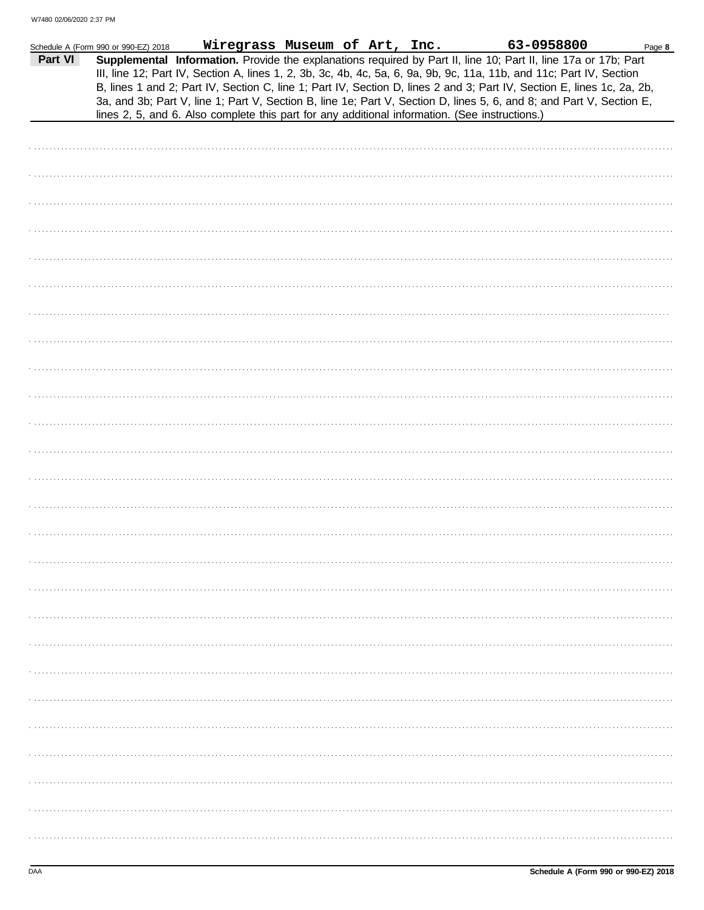Schedule A (Form 990 or 990-EZ) 2018 **Wiregrass Museum of Art, Inc.** **63-0958800**

**Part VI** **Supplemental Information.** Provide the explanations required by Part II, line 10; Part II, line 17a or 17b; Part III, line 12; Part IV, Section A, lines 1, 2, 3b, 3c, 4b, 4c, 5a, 6, 9a, 9b, 9c, 11a, 11b, and 11c; Part IV, Section B, lines 1 and 2; Part IV, Section C, line 1; Part IV, Section D, lines 2 and 3; Part IV, Section E, lines 1c, 2a, 2b, 3a, and 3b; Part V, line 1; Part V, Section B, line 1e; Part V, Section D, lines 5, 6, and 8; and Part V, Section E, lines 2, 5, and 6. Also complete this part for any additional information. (See instructions.)

Schedule A (Form 990 or 990-EZ) 2018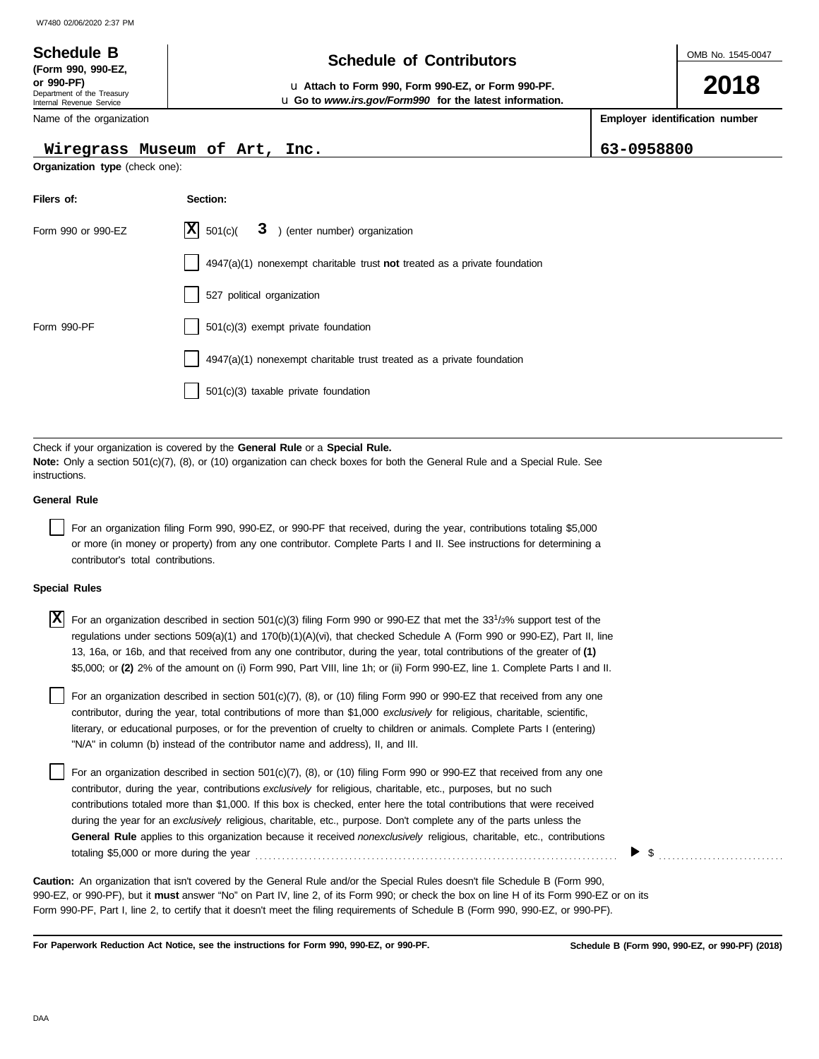W7480 02/06/2020 2:37 PM

**Schedule B**
**(Form 990, 990-EZ, or 990-PF)**
Department of the Treasury
Internal Revenue Service

# Schedule of Contributors

u **Attach to Form 990, Form 990-EZ, or Form 990-PF.**
u **Go to *www.irs.gov/Form990* for the latest information.**

OMB No. 1545-0047

**2018**

| Name of the organization | Employer identification number |
|---|---|
| Wiregrass Museum of Art, Inc. | 63-0958800 |

**Organization type** (check one):

| Filers of: | Section: |
|---|---|
| Form 990 or 990-EZ | [X] 501(c)( 3 ) (enter number) organization |
| | [ ] 4947(a)(1) nonexempt charitable trust **not** treated as a private foundation |
| | [ ] 527 political organization |
| Form 990-PF | [ ] 501(c)(3) exempt private foundation |
| | [ ] 4947(a)(1) nonexempt charitable trust treated as a private foundation |
| | [ ] 501(c)(3) taxable private foundation |

Check if your organization is covered by the **General Rule** or a **Special Rule.**
**Note:** Only a section 501(c)(7), (8), or (10) organization can check boxes for both the General Rule and a Special Rule. See instructions.

**General Rule**

[ ] For an organization filing Form 990, 990-EZ, or 990-PF that received, during the year, contributions totaling $5,000 or more (in money or property) from any one contributor. Complete Parts I and II. See instructions for determining a contributor's total contributions.

**Special Rules**

[X] For an organization described in section 501(c)(3) filing Form 990 or 990-EZ that met the 33 1/3% support test of the regulations under sections 509(a)(1) and 170(b)(1)(A)(vi), that checked Schedule A (Form 990 or 990-EZ), Part II, line 13, 16a, or 16b, and that received from any one contributor, during the year, total contributions of the greater of **(1)** $5,000; or **(2)** 2% of the amount on (i) Form 990, Part VIII, line 1h; or (ii) Form 990-EZ, line 1. Complete Parts I and II.

[ ] For an organization described in section 501(c)(7), (8), or (10) filing Form 990 or 990-EZ that received from any one contributor, during the year, total contributions of more than $1,000 *exclusively* for religious, charitable, scientific, literary, or educational purposes, or for the prevention of cruelty to children or animals. Complete Parts I (entering) "N/A" in column (b) instead of the contributor name and address), II, and III.

[ ] For an organization described in section 501(c)(7), (8), or (10) filing Form 990 or 990-EZ that received from any one contributor, during the year, contributions *exclusively* for religious, charitable, etc., purposes, but no such contributions totaled more than $1,000. If this box is checked, enter here the total contributions that were received during the year for an *exclusively* religious, charitable, etc., purpose. Don't complete any of the parts unless the **General Rule** applies to this organization because it received *nonexclusively* religious, charitable, etc., contributions totaling $5,000 or more during the year . . . . . . . . . . ▶ $ . . . . . . . . . .

**Caution:** An organization that isn't covered by the General Rule and/or the Special Rules doesn't file Schedule B (Form 990, 990-EZ, or 990-PF), but it **must** answer "No" on Part IV, line 2, of its Form 990; or check the box on line H of its Form 990-EZ or on its Form 990-PF, Part I, line 2, to certify that it doesn't meet the filing requirements of Schedule B (Form 990, 990-EZ, or 990-PF).

**For Paperwork Reduction Act Notice, see the instructions for Form 990, 990-EZ, or 990-PF.** **Schedule B (Form 990, 990-EZ, or 990-PF) (2018)**

DAA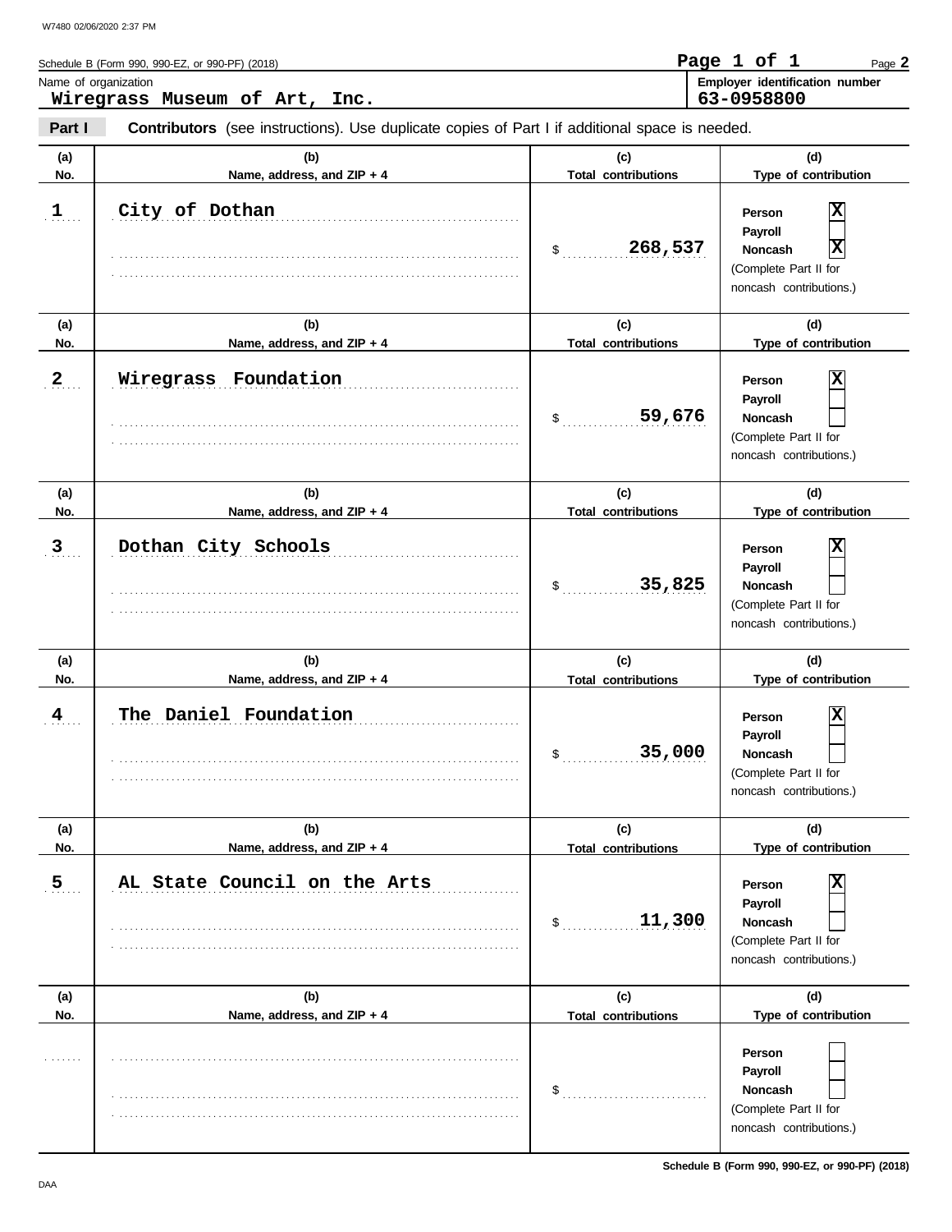Schedule B (Form 990, 990-EZ, or 990-PF) (2018)

**Name of organization**
Wiregrass Museum of Art, Inc.

**Employer identification number**
63-0958800

## Part I — Contributors (see instructions). Use duplicate copies of Part I if additional space is needed.

| (a) No. | (b) Name, address, and ZIP + 4 | (c) Total contributions | (d) Type of contribution |
|---|---|---|---|
| 1 | City of Dothan | $ 268,537 | Person [X] Payroll [ ] Noncash [X] (Complete Part II for noncash contributions.) |
| 2 | Wiregrass Foundation | $ 59,676 | Person [X] Payroll [ ] Noncash [ ] (Complete Part II for noncash contributions.) |
| 3 | Dothan City Schools | $ 35,825 | Person [X] Payroll [ ] Noncash [ ] (Complete Part II for noncash contributions.) |
| 4 | The Daniel Foundation | $ 35,000 | Person [X] Payroll [ ] Noncash [ ] (Complete Part II for noncash contributions.) |
| 5 | AL State Council on the Arts | $ 11,300 | Person [X] Payroll [ ] Noncash [ ] (Complete Part II for noncash contributions.) |
| | | $ | Person [ ] Payroll [ ] Noncash [ ] (Complete Part II for noncash contributions.) |

Schedule B (Form 990, 990-EZ, or 990-PF) (2018)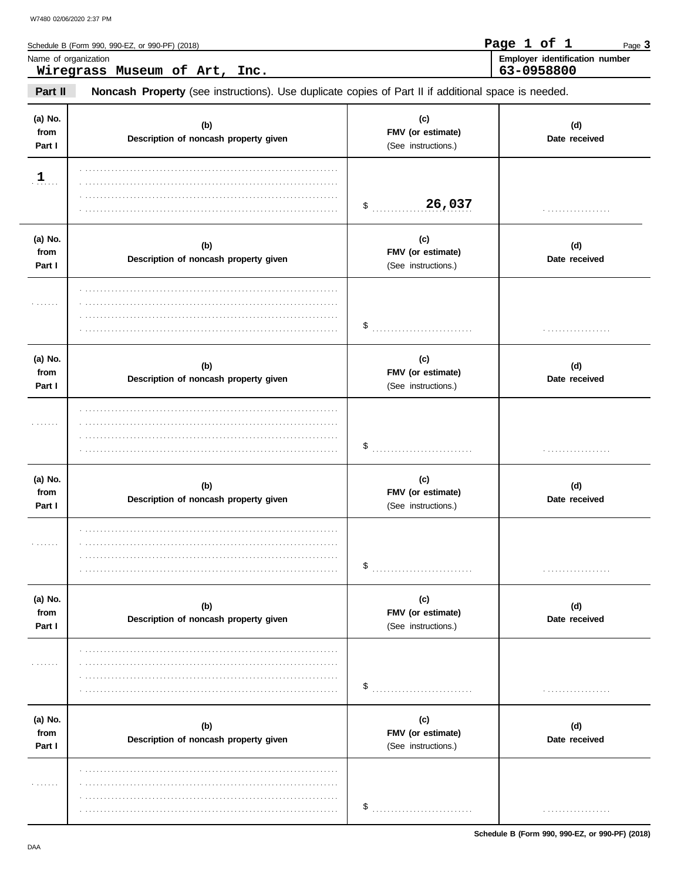W7480 02/06/2020 2:37 PM

Schedule B (Form 990, 990-EZ, or 990-PF) (2018)

Name of organization: **Wiregrass Museum of Art, Inc.**

Employer identification number: **63-0958800**

**Part II** **Noncash Property** (see instructions). Use duplicate copies of Part II if additional space is needed.

| (a) No. from Part I | (b) Description of noncash property given | (c) FMV (or estimate) (See instructions.) | (d) Date received |
|---|---|---|---|
| 1 | | $ 26,037 | |

| (a) No. from Part I | (b) Description of noncash property given | (c) FMV (or estimate) (See instructions.) | (d) Date received |
|---|---|---|---|
| | | $ | |

| (a) No. from Part I | (b) Description of noncash property given | (c) FMV (or estimate) (See instructions.) | (d) Date received |
|---|---|---|---|
| | | $ | |

| (a) No. from Part I | (b) Description of noncash property given | (c) FMV (or estimate) (See instructions.) | (d) Date received |
|---|---|---|---|
| | | $ | |

| (a) No. from Part I | (b) Description of noncash property given | (c) FMV (or estimate) (See instructions.) | (d) Date received |
|---|---|---|---|
| | | $ | |

| (a) No. from Part I | (b) Description of noncash property given | (c) FMV (or estimate) (See instructions.) | (d) Date received |
|---|---|---|---|
| | | $ | |

Schedule B (Form 990, 990-EZ, or 990-PF) (2018)

DAA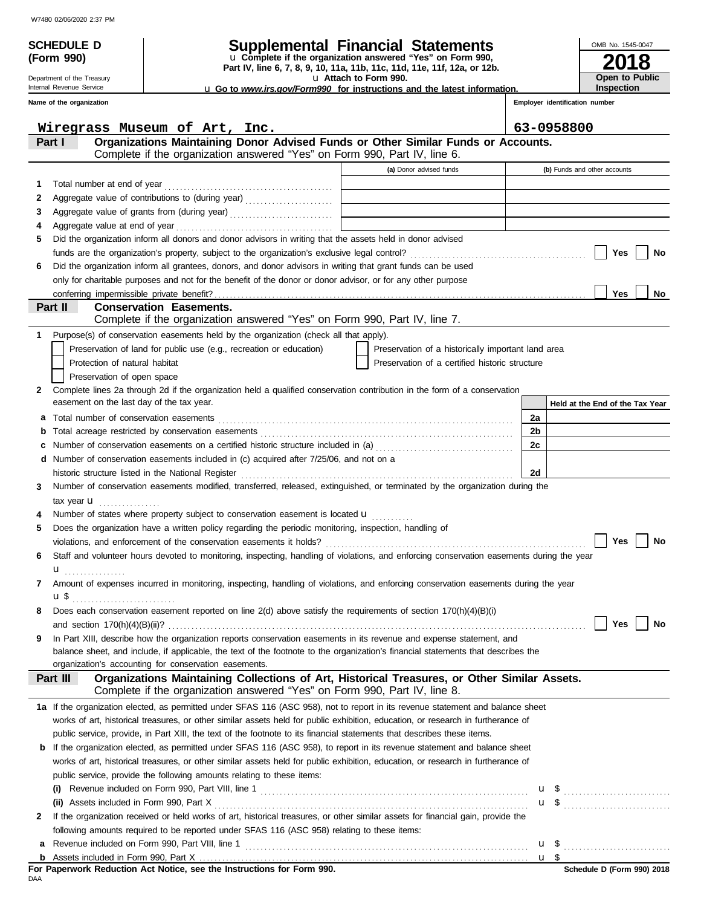W7480 02/06/2020 2:37 PM

**SCHEDULE D (Form 990)**

Department of the Treasury
Internal Revenue Service

# Supplemental Financial Statements

u Complete if the organization answered "Yes" on Form 990, Part IV, line 6, 7, 8, 9, 10, 11a, 11b, 11c, 11d, 11e, 11f, 12a, or 12b.
u Attach to Form 990.
u Go to *www.irs.gov/Form990* for instructions and the latest information.

OMB No. 1545-0047

**2018**

**Open to Public Inspection**

| Name of the organization | Employer identification number |
|---|---|
| Wiregrass Museum of Art, Inc. | 63-0958800 |

## Part I — Organizations Maintaining Donor Advised Funds or Other Similar Funds or Accounts.
Complete if the organization answered "Yes" on Form 990, Part IV, line 6.

| | | (a) Donor advised funds | (b) Funds and other accounts |
|---|---|---|---|
| 1 | Total number at end of year | | |
| 2 | Aggregate value of contributions to (during year) | | |
| 3 | Aggregate value of grants from (during year) | | |
| 4 | Aggregate value at end of year | | |

5 Did the organization inform all donors and donor advisors in writing that the assets held in donor advised funds are the organization's property, subject to the organization's exclusive legal control? ☐ Yes ☐ No

6 Did the organization inform all grantees, donors, and donor advisors in writing that grant funds can be used only for charitable purposes and not for the benefit of the donor or donor advisor, or for any other purpose conferring impermissible private benefit? ☐ Yes ☐ No

## Part II — Conservation Easements.
Complete if the organization answered "Yes" on Form 990, Part IV, line 7.

1 Purpose(s) of conservation easements held by the organization (check all that apply).

- ☐ Preservation of land for public use (e.g., recreation or education)
- ☐ Protection of natural habitat
- ☐ Preservation of open space
- ☐ Preservation of a historically important land area
- ☐ Preservation of a certified historic structure

2 Complete lines 2a through 2d if the organization held a qualified conservation contribution in the form of a conservation easement on the last day of the tax year.

| | | | Held at the End of the Tax Year |
|---|---|---|---|
| a | Total number of conservation easements | 2a | |
| b | Total acreage restricted by conservation easements | 2b | |
| c | Number of conservation easements on a certified historic structure included in (a) | 2c | |
| d | Number of conservation easements included in (c) acquired after 7/25/06, and not on a historic structure listed in the National Register | 2d | |

3 Number of conservation easements modified, transferred, released, extinguished, or terminated by the organization during the tax year u

4 Number of states where property subject to conservation easement is located u

5 Does the organization have a written policy regarding the periodic monitoring, inspection, handling of violations, and enforcement of the conservation easements it holds? ☐ Yes ☐ No

6 Staff and volunteer hours devoted to monitoring, inspecting, handling of violations, and enforcing conservation easements during the year u

7 Amount of expenses incurred in monitoring, inspecting, handling of violations, and enforcing conservation easements during the year u $

8 Does each conservation easement reported on line 2(d) above satisfy the requirements of section 170(h)(4)(B)(i) and section 170(h)(4)(B)(ii)? ☐ Yes ☐ No

9 In Part XIII, describe how the organization reports conservation easements in its revenue and expense statement, and balance sheet, and include, if applicable, the text of the footnote to the organization's financial statements that describes the organization's accounting for conservation easements.

## Part III — Organizations Maintaining Collections of Art, Historical Treasures, or Other Similar Assets.
Complete if the organization answered "Yes" on Form 990, Part IV, line 8.

1a If the organization elected, as permitted under SFAS 116 (ASC 958), not to report in its revenue statement and balance sheet works of art, historical treasures, or other similar assets held for public exhibition, education, or research in furtherance of public service, provide, in Part XIII, the text of the footnote to its financial statements that describes these items.

b If the organization elected, as permitted under SFAS 116 (ASC 958), to report in its revenue statement and balance sheet works of art, historical treasures, or other similar assets held for public exhibition, education, or research in furtherance of public service, provide the following amounts relating to these items:

(i) Revenue included on Form 990, Part VIII, line 1 u $

(ii) Assets included in Form 990, Part X u $

2 If the organization received or held works of art, historical treasures, or other similar assets for financial gain, provide the following amounts required to be reported under SFAS 116 (ASC 958) relating to these items:

a Revenue included on Form 990, Part VIII, line 1 u $

b Assets included in Form 990, Part X u $

**For Paperwork Reduction Act Notice, see the Instructions for Form 990.**

DAA

**Schedule D (Form 990) 2018**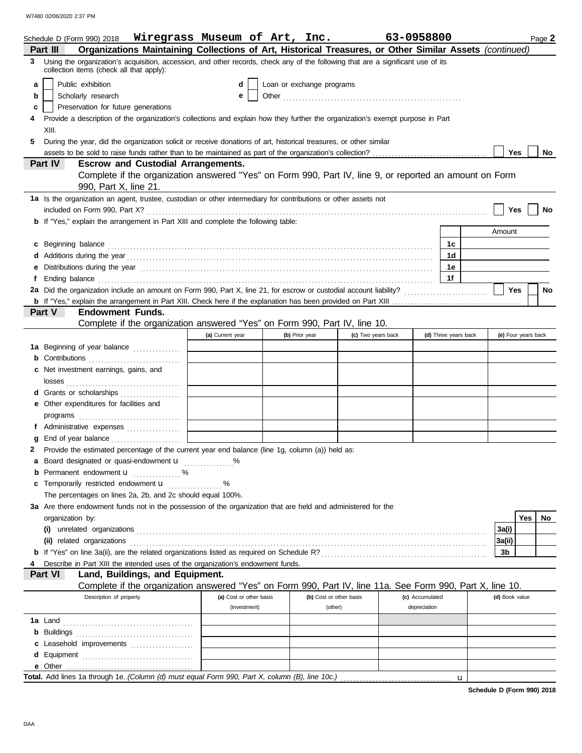Schedule D (Form 990) 2018 **Wiregrass Museum of Art, Inc.** **63-0958800** Page **2**

## Part III Organizations Maintaining Collections of Art, Historical Treasures, or Other Similar Assets *(continued)*

**3** Using the organization's acquisition, accession, and other records, check any of the following that are a significant use of its collection items (check all that apply):

- **a** ☐ Public exhibition
- **b** ☐ Scholarly research
- **c** ☐ Preservation for future generations
- **d** ☐ Loan or exchange programs
- **e** ☐ Other

**4** Provide a description of the organization's collections and explain how they further the organization's exempt purpose in Part XIII.

**5** During the year, did the organization solicit or receive donations of art, historical treasures, or other similar assets to be sold to raise funds rather than to be maintained as part of the organization's collection? ☐ Yes ☐ No

## Part IV Escrow and Custodial Arrangements.

Complete if the organization answered "Yes" on Form 990, Part IV, line 9, or reported an amount on Form 990, Part X, line 21.

**1a** Is the organization an agent, trustee, custodian or other intermediary for contributions or other assets not included on Form 990, Part X? ☐ Yes ☐ No

**b** If "Yes," explain the arrangement in Part XIII and complete the following table:

| | | Amount |
|---|---|---|
| **c** Beginning balance | 1c | |
| **d** Additions during the year | 1d | |
| **e** Distributions during the year | 1e | |
| **f** Ending balance | 1f | |

**2a** Did the organization include an amount on Form 990, Part X, line 21, for escrow or custodial account liability? ☐ Yes ☐ No

**b** If "Yes," explain the arrangement in Part XIII. Check here if the explanation has been provided on Part XIII ☐

## Part V Endowment Funds.

Complete if the organization answered "Yes" on Form 990, Part IV, line 10.

| | (a) Current year | (b) Prior year | (c) Two years back | (d) Three years back | (e) Four years back |
|---|---|---|---|---|---|
| **1a** Beginning of year balance | | | | | |
| **b** Contributions | | | | | |
| **c** Net investment earnings, gains, and losses | | | | | |
| **d** Grants or scholarships | | | | | |
| **e** Other expenditures for facilities and programs | | | | | |
| **f** Administrative expenses | | | | | |
| **g** End of year balance | | | | | |

**2** Provide the estimated percentage of the current year end balance (line 1g, column (a)) held as:

- **a** Board designated or quasi-endowment u ______ %
- **b** Permanent endowment u ______ %
- **c** Temporarily restricted endowment u ______ %

The percentages on lines 2a, 2b, and 2c should equal 100%.

**3a** Are there endowment funds not in the possession of the organization that are held and administered for the organization by:

| | | Yes | No |
|---|---|---|---|
| **(i)** unrelated organizations | 3a(i) | | |
| **(ii)** related organizations | 3a(ii) | | |
| **b** If "Yes" on line 3a(ii), are the related organizations listed as required on Schedule R? | 3b | | |

**4** Describe in Part XIII the intended uses of the organization's endowment funds.

## Part VI Land, Buildings, and Equipment.

Complete if the organization answered "Yes" on Form 990, Part IV, line 11a. See Form 990, Part X, line 10.

| Description of property | (a) Cost or other basis (investment) | (b) Cost or other basis (other) | (c) Accumulated depreciation | (d) Book value |
|---|---|---|---|---|
| **1a** Land | | | | |
| **b** Buildings | | | | |
| **c** Leasehold improvements | | | | |
| **d** Equipment | | | | |
| **e** Other | | | | |

**Total.** Add lines 1a through 1e. *(Column (d) must equal Form 990, Part X, column (B), line 10c.)* u

**Schedule D (Form 990) 2018**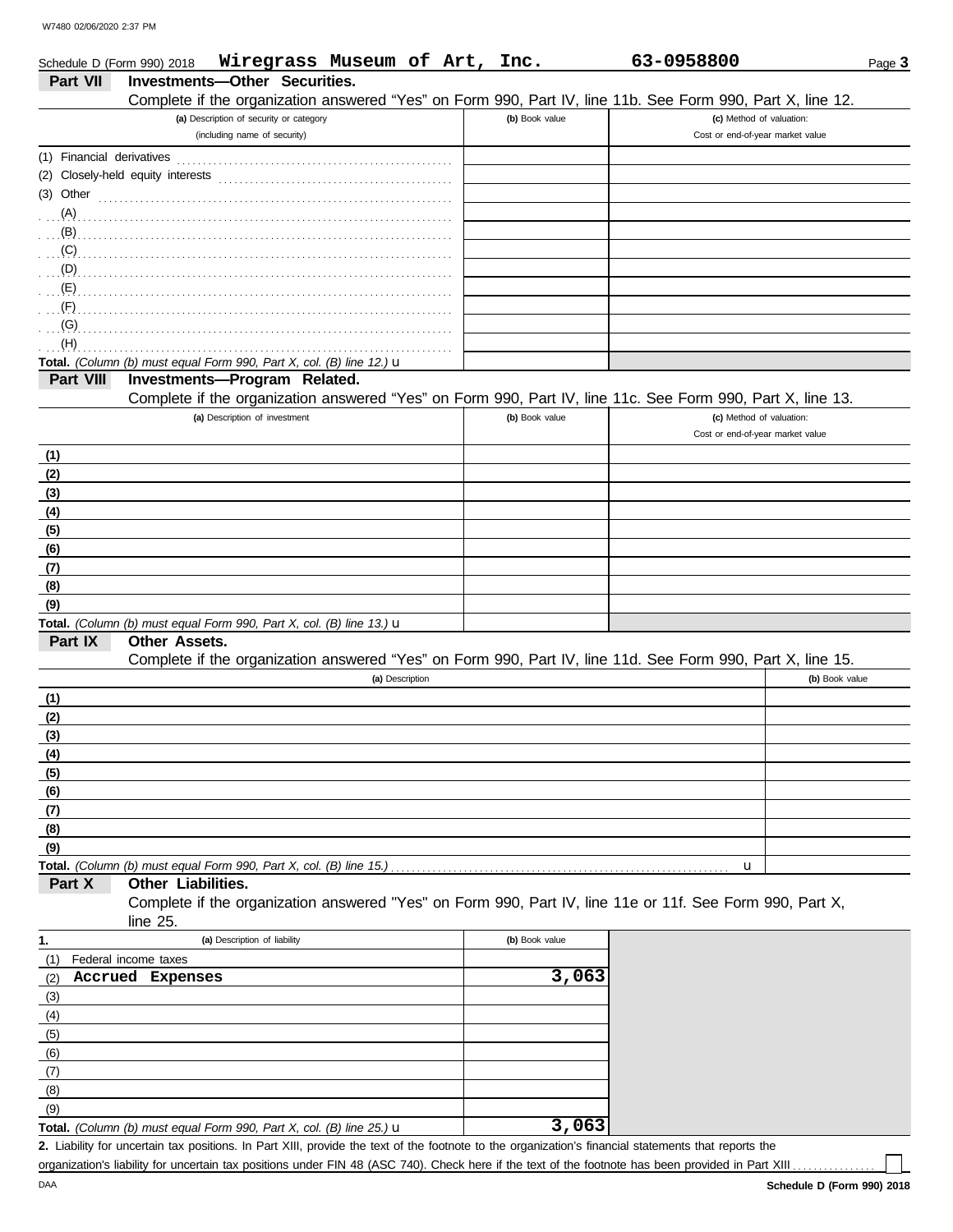Schedule D (Form 990) 2018 **Wiregrass Museum of Art, Inc.** **63-0958800**

## Part VII Investments—Other Securities.

Complete if the organization answered "Yes" on Form 990, Part IV, line 11b. See Form 990, Part X, line 12.

| (a) Description of security or category (including name of security) | (b) Book value | (c) Method of valuation: Cost or end-of-year market value |
|---|---|---|
| (1) Financial derivatives | | |
| (2) Closely-held equity interests | | |
| (3) Other | | |
| (A) | | |
| (B) | | |
| (C) | | |
| (D) | | |
| (E) | | |
| (F) | | |
| (G) | | |
| (H) | | |
| **Total.** *(Column (b) must equal Form 990, Part X, col. (B) line 12.)* u | | |

## Part VIII Investments—Program Related.

Complete if the organization answered "Yes" on Form 990, Part IV, line 11c. See Form 990, Part X, line 13.

| (a) Description of investment | (b) Book value | (c) Method of valuation: Cost or end-of-year market value |
|---|---|---|
| (1) | | |
| (2) | | |
| (3) | | |
| (4) | | |
| (5) | | |
| (6) | | |
| (7) | | |
| (8) | | |
| (9) | | |
| **Total.** *(Column (b) must equal Form 990, Part X, col. (B) line 13.)* u | | |

## Part IX Other Assets.

Complete if the organization answered "Yes" on Form 990, Part IV, line 11d. See Form 990, Part X, line 15.

| (a) Description | (b) Book value |
|---|---|
| (1) | |
| (2) | |
| (3) | |
| (4) | |
| (5) | |
| (6) | |
| (7) | |
| (8) | |
| (9) | |
| **Total.** *(Column (b) must equal Form 990, Part X, col. (B) line 15.)* u | |

## Part X Other Liabilities.

Complete if the organization answered "Yes" on Form 990, Part IV, line 11e or 11f. See Form 990, Part X, line 25.

| 1. (a) Description of liability | (b) Book value |
|---|---|
| (1) Federal income taxes | |
| (2) **Accrued Expenses** | **3,063** |
| (3) | |
| (4) | |
| (5) | |
| (6) | |
| (7) | |
| (8) | |
| (9) | |
| **Total.** *(Column (b) must equal Form 990, Part X, col. (B) line 25.)* u | **3,063** |

**2.** Liability for uncertain tax positions. In Part XIII, provide the text of the footnote to the organization's financial statements that reports the organization's liability for uncertain tax positions under FIN 48 (ASC 740). Check here if the text of the footnote has been provided in Part XIII ☐

DAA **Schedule D (Form 990) 2018**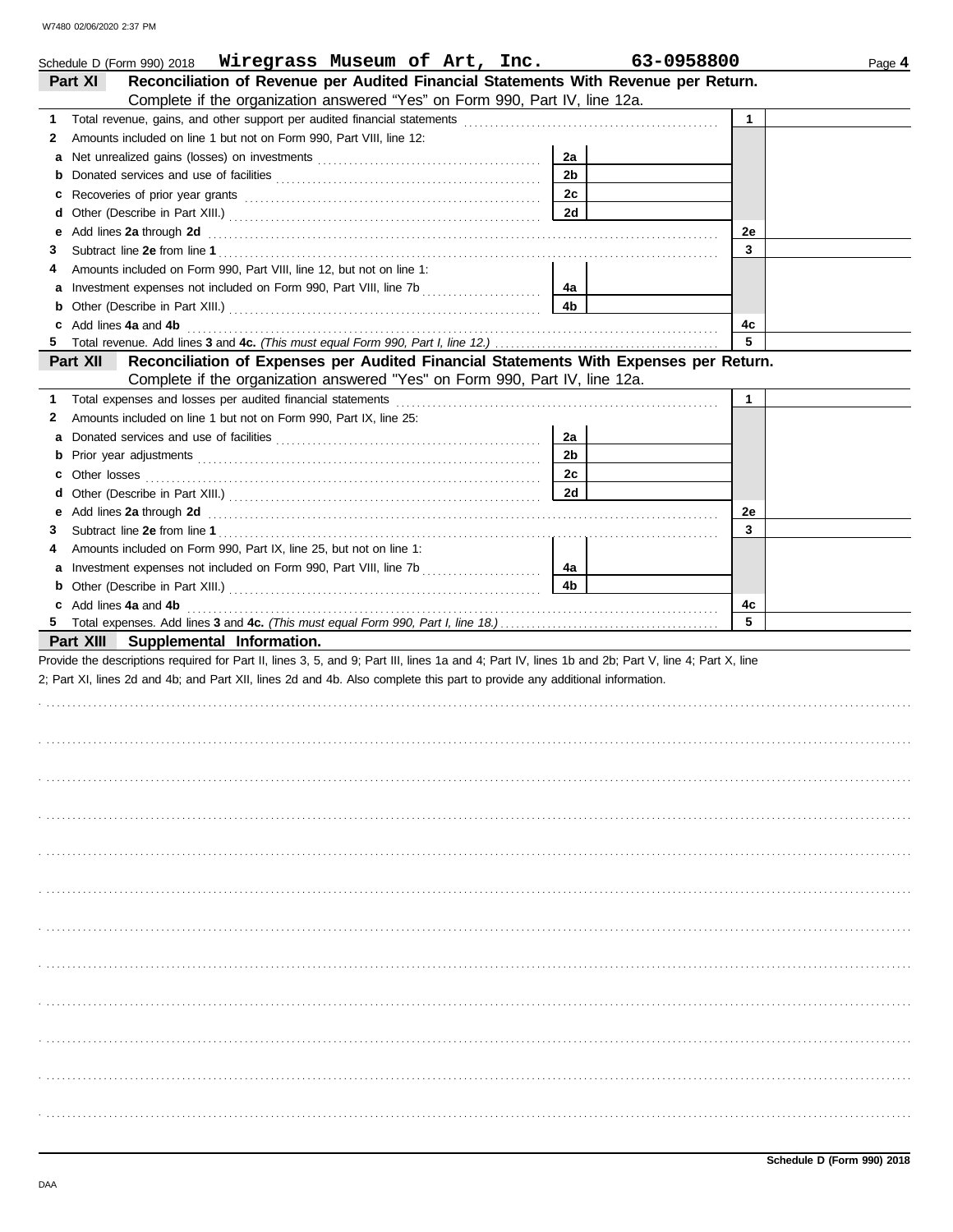Schedule D (Form 990) 2018 **Wiregrass Museum of Art, Inc.** **63-0958800** Page **4**

## Part XI Reconciliation of Revenue per Audited Financial Statements With Revenue per Return.

Complete if the organization answered "Yes" on Form 990, Part IV, line 12a.

| | | | | | |
|---|---|---|---|---|---|
| **1** | Total revenue, gains, and other support per audited financial statements | | | 1 | |
| **2** | Amounts included on line 1 but not on Form 990, Part VIII, line 12: | | | | |
| **a** | Net unrealized gains (losses) on investments | 2a | | | |
| **b** | Donated services and use of facilities | 2b | | | |
| **c** | Recoveries of prior year grants | 2c | | | |
| **d** | Other (Describe in Part XIII.) | 2d | | | |
| **e** | Add lines **2a** through **2d** | | | 2e | |
| **3** | Subtract line **2e** from line **1** | | | 3 | |
| **4** | Amounts included on Form 990, Part VIII, line 12, but not on line 1: | | | | |
| **a** | Investment expenses not included on Form 990, Part VIII, line 7b | 4a | | | |
| **b** | Other (Describe in Part XIII.) | 4b | | | |
| **c** | Add lines **4a** and **4b** | | | 4c | |
| **5** | Total revenue. Add lines **3** and **4c.** *(This must equal Form 990, Part I, line 12.)* | | | 5 | |

## Part XII Reconciliation of Expenses per Audited Financial Statements With Expenses per Return.

Complete if the organization answered "Yes" on Form 990, Part IV, line 12a.

| | | | | | |
|---|---|---|---|---|---|
| **1** | Total expenses and losses per audited financial statements | | | 1 | |
| **2** | Amounts included on line 1 but not on Form 990, Part IX, line 25: | | | | |
| **a** | Donated services and use of facilities | 2a | | | |
| **b** | Prior year adjustments | 2b | | | |
| **c** | Other losses | 2c | | | |
| **d** | Other (Describe in Part XIII.) | 2d | | | |
| **e** | Add lines **2a** through **2d** | | | 2e | |
| **3** | Subtract line **2e** from line **1** | | | 3 | |
| **4** | Amounts included on Form 990, Part IX, line 25, but not on line 1: | | | | |
| **a** | Investment expenses not included on Form 990, Part VIII, line 7b | 4a | | | |
| **b** | Other (Describe in Part XIII.) | 4b | | | |
| **c** | Add lines **4a** and **4b** | | | 4c | |
| **5** | Total expenses. Add lines **3** and **4c.** *(This must equal Form 990, Part I, line 18.)* | | | 5 | |

## Part XIII Supplemental Information.

Provide the descriptions required for Part II, lines 3, 5, and 9; Part III, lines 1a and 4; Part IV, lines 1b and 2b; Part V, line 4; Part X, line 2; Part XI, lines 2d and 4b; and Part XII, lines 2d and 4b. Also complete this part to provide any additional information.

**Schedule D (Form 990) 2018**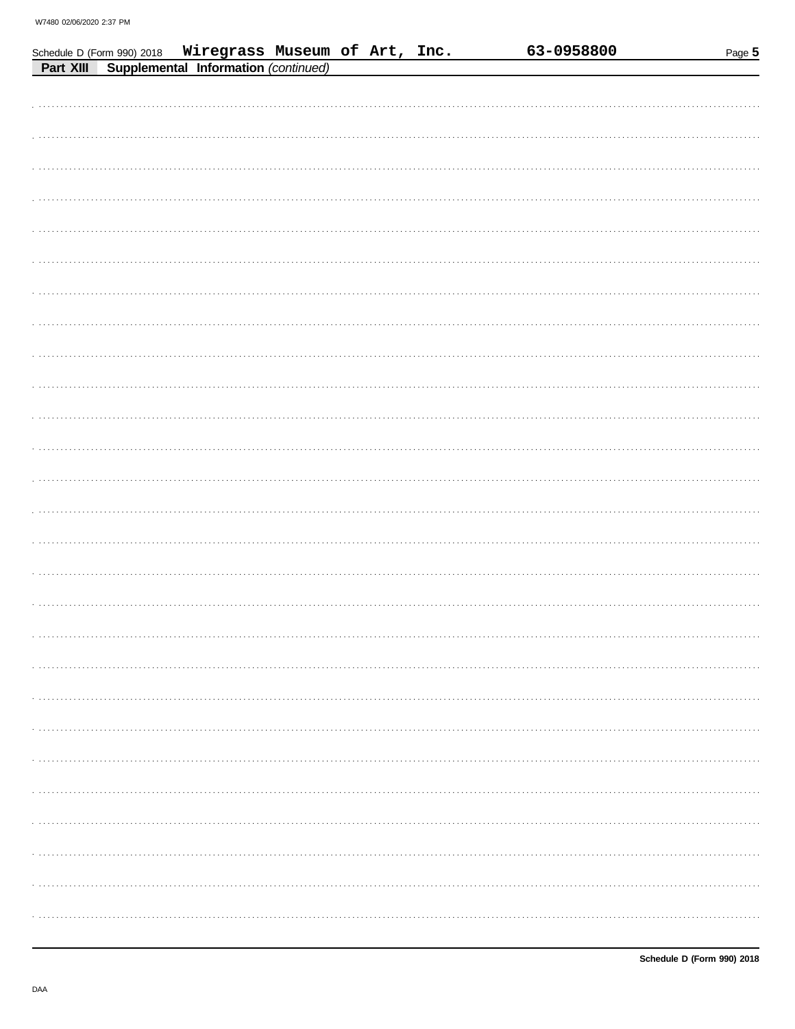Schedule D (Form 990) 2018 Wiregrass Museum of Art, Inc. 63-0958800

**Part XIII Supplemental Information** *(continued)*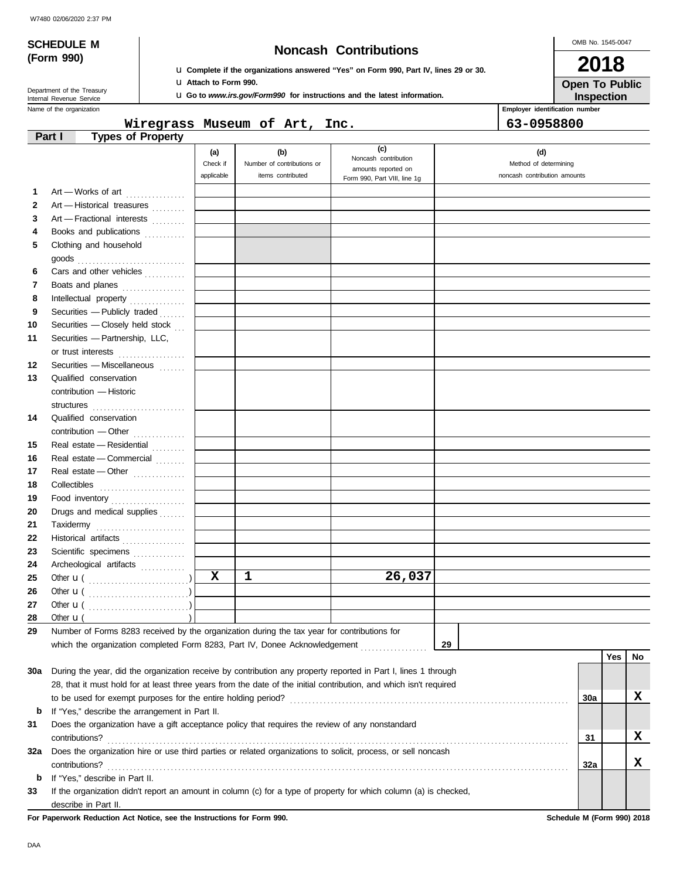W7480 02/06/2020 2:37 PM

# SCHEDULE M (Form 990)

Department of the Treasury
Internal Revenue Service

## Noncash Contributions

u **Complete if the organizations answered "Yes" on Form 990, Part IV, lines 29 or 30.**
u **Attach to Form 990.**
u **Go to *www.irs.gov/Form990* for instructions and the latest information.**

OMB No. 1545-0047

**2018**

**Open To Public Inspection**

Name of the organization: **Wiregrass Museum of Art, Inc.**

Employer identification number: **63-0958800**

**Part I — Types of Property**

| | | (a) Check if applicable | (b) Number of contributions or items contributed | (c) Noncash contribution amounts reported on Form 990, Part VIII, line 1g | (d) Method of determining noncash contribution amounts |
|---|---|---|---|---|---|
| 1 | Art — Works of art | | | | |
| 2 | Art — Historical treasures | | | | |
| 3 | Art — Fractional interests | | | | |
| 4 | Books and publications | | | | |
| 5 | Clothing and household goods | | | | |
| 6 | Cars and other vehicles | | | | |
| 7 | Boats and planes | | | | |
| 8 | Intellectual property | | | | |
| 9 | Securities — Publicly traded | | | | |
| 10 | Securities — Closely held stock | | | | |
| 11 | Securities — Partnership, LLC, or trust interests | | | | |
| 12 | Securities — Miscellaneous | | | | |
| 13 | Qualified conservation contribution — Historic structures | | | | |
| 14 | Qualified conservation contribution — Other | | | | |
| 15 | Real estate — Residential | | | | |
| 16 | Real estate — Commercial | | | | |
| 17 | Real estate — Other | | | | |
| 18 | Collectibles | | | | |
| 19 | Food inventory | | | | |
| 20 | Drugs and medical supplies | | | | |
| 21 | Taxidermy | | | | |
| 22 | Historical artifacts | | | | |
| 23 | Scientific specimens | | | | |
| 24 | Archeological artifacts | | | | |
| 25 | Other u ( ) | X | 1 | 26,037 | |
| 26 | Other u ( ) | | | | |
| 27 | Other u ( ) | | | | |
| 28 | Other u ( ) | | | | |

29 Number of Forms 8283 received by the organization during the tax year for contributions for which the organization completed Form 8283, Part IV, Donee Acknowledgement ..... **29**

| | | | Yes | No |
|---|---|---|---|---|
| 30a | During the year, did the organization receive by contribution any property reported in Part I, lines 1 through 28, that it must hold for at least three years from the date of the initial contribution, and which isn't required to be used for exempt purposes for the entire holding period? | 30a | | X |
| b | If "Yes," describe the arrangement in Part II. | | | |
| 31 | Does the organization have a gift acceptance policy that requires the review of any nonstandard contributions? | 31 | | X |
| 32a | Does the organization hire or use third parties or related organizations to solicit, process, or sell noncash contributions? | 32a | | X |
| b | If "Yes," describe in Part II. | | | |
| 33 | If the organization didn't report an amount in column (c) for a type of property for which column (a) is checked, describe in Part II. | | | |

**For Paperwork Reduction Act Notice, see the Instructions for Form 990.** **Schedule M (Form 990) 2018**

DAA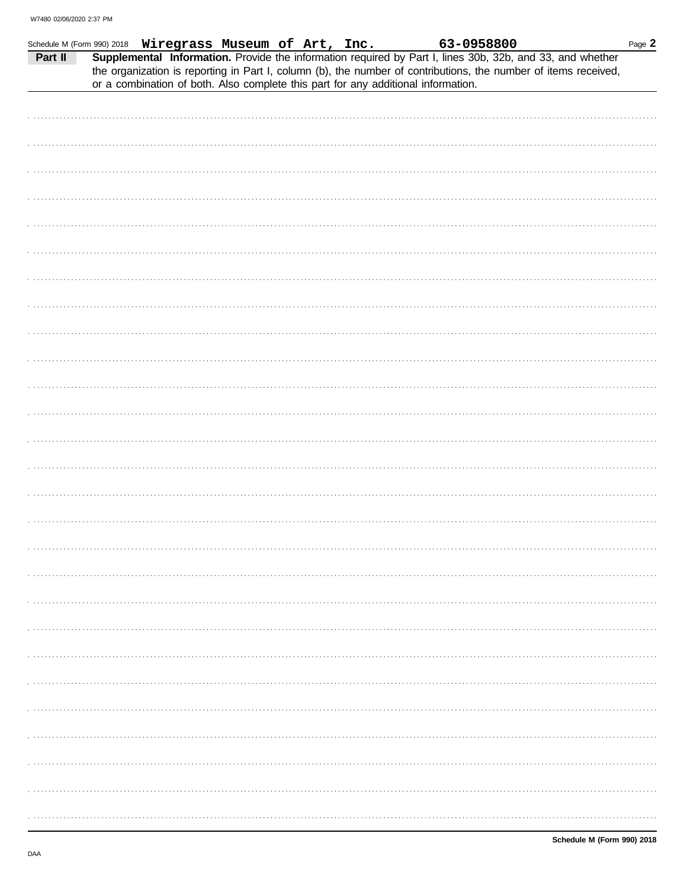Schedule M (Form 990) 2018 **Wiregrass Museum of Art, Inc.** **63-0958800**

**Part II** **Supplemental Information.** Provide the information required by Part I, lines 30b, 32b, and 33, and whether the organization is reporting in Part I, column (b), the number of contributions, the number of items received, or a combination of both. Also complete this part for any additional information.

**Schedule M (Form 990) 2018**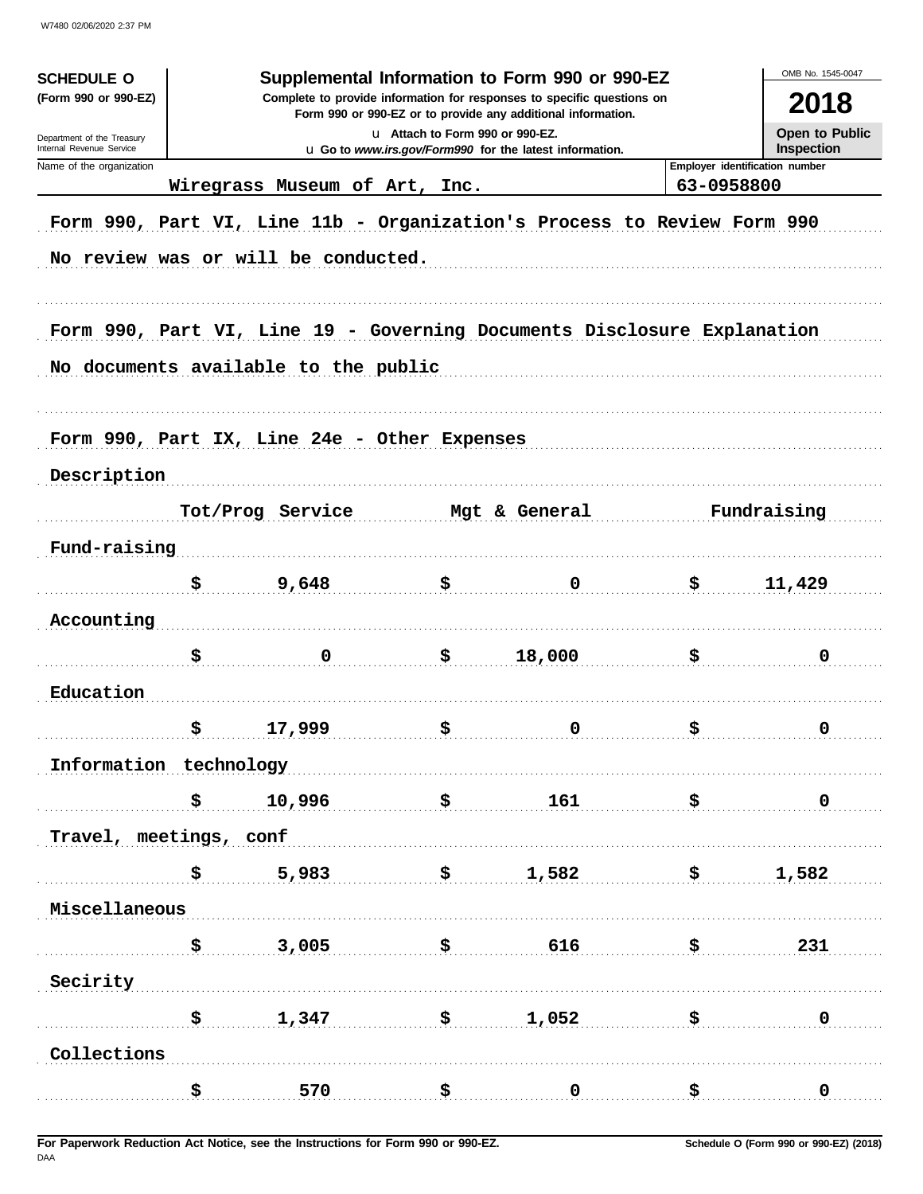**SCHEDULE O** **(Form 990 or 990-EZ)**

Department of the Treasury
Internal Revenue Service

# Supplemental Information to Form 990 or 990-EZ

**Complete to provide information for responses to specific questions on Form 990 or 990-EZ or to provide any additional information.**

u Attach to Form 990 or 990-EZ.
u Go to *www.irs.gov/Form990* for the latest information.

OMB No. 1545-0047

**2018**

**Open to Public Inspection**

| Name of the organization | Employer identification number |
|---|---|
| Wiregrass Museum of Art, Inc. | 63-0958800 |

Form 990, Part VI, Line 11b - Organization's Process to Review Form 990

No review was or will be conducted.

Form 990, Part VI, Line 19 - Governing Documents Disclosure Explanation

No documents available to the public

Form 990, Part IX, Line 24e - Other Expenses

| Description | Tot/Prog Service | Mgt & General | Fundraising |
|---|---|---|---|
| Fund-raising | $ 9,648 | $ 0 | $ 11,429 |
| Accounting | $ 0 | $ 18,000 | $ 0 |
| Education | $ 17,999 | $ 0 | $ 0 |
| Information technology | $ 10,996 | $ 161 | $ 0 |
| Travel, meetings, conf | $ 5,983 | $ 1,582 | $ 1,582 |
| Miscellaneous | $ 3,005 | $ 616 | $ 231 |
| Secirity | $ 1,347 | $ 1,052 | $ 0 |
| Collections | $ 570 | $ 0 | $ 0 |

**For Paperwork Reduction Act Notice, see the Instructions for Form 990 or 990-EZ.** **Schedule O (Form 990 or 990-EZ) (2018)**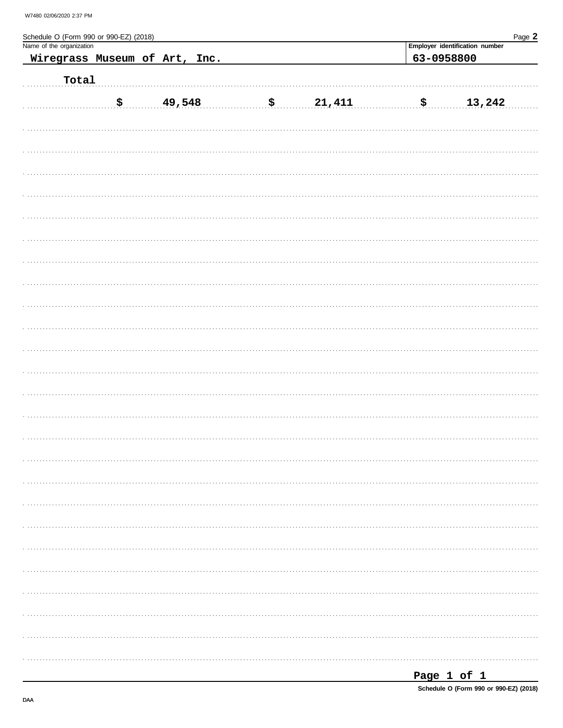Schedule O (Form 990 or 990-EZ) (2018) Page **2**

| Name of the organization | Employer identification number |
|---|---|
| Wiregrass Museum of Art, Inc. | 63-0958800 |

Total

| $ 49,548 | $ 21,411 | $ 13,242 |
|---|---|---|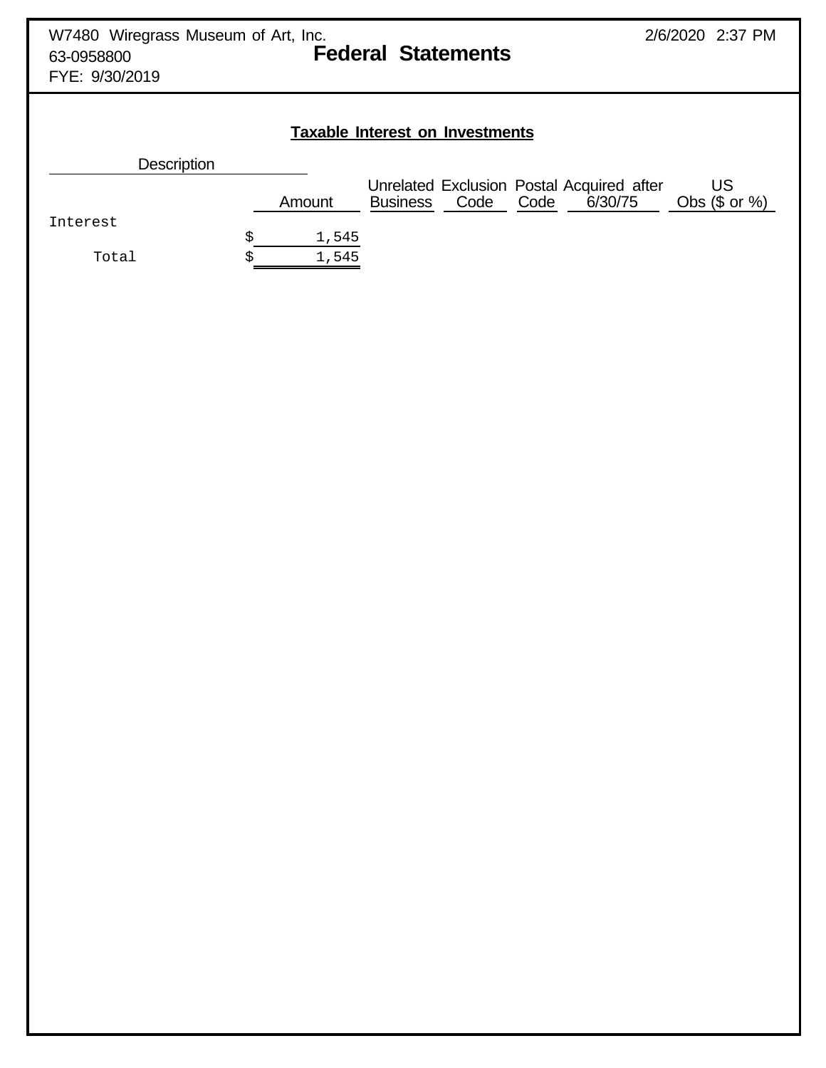W7480 Wiregrass Museum of Art, Inc.
63-0958800
FYE: 9/30/2019

2/6/2020 2:37 PM

# Federal Statements

## Taxable Interest on Investments

| Description | Amount | Unrelated Business | Exclusion Code | Postal Code | Acquired after 6/30/75 | US Obs ($ or %) |
|---|---|---|---|---|---|---|
| Interest | $ 1,545 | | | | | |
| Total | $ 1,545 | | | | | |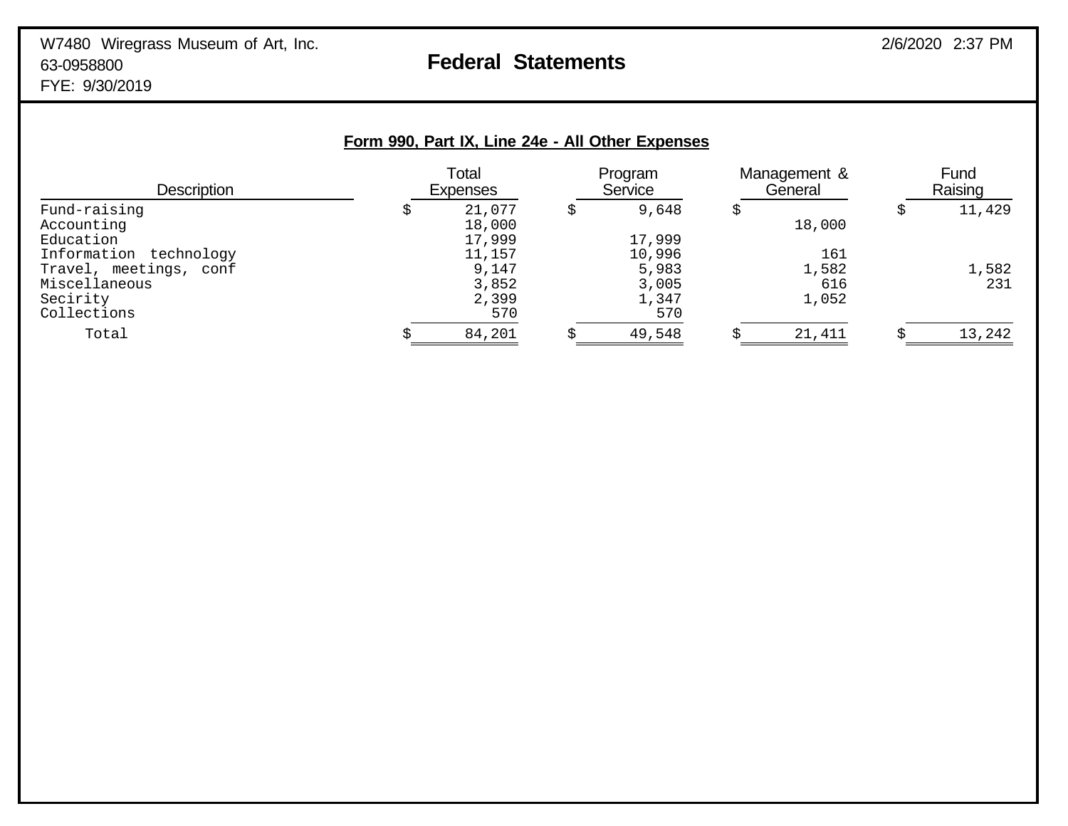W7480 Wiregrass Museum of Art, Inc.
63-0958800
FYE: 9/30/2019

# Federal Statements

2/6/2020 2:37 PM

## Form 990, Part IX, Line 24e - All Other Expenses

| Description | Total Expenses | Program Service | Management & General | Fund Raising |
|---|---|---|---|---|
| Fund-raising | $ 21,077 | $ 9,648 | $ | $ 11,429 |
| Accounting | 18,000 | | 18,000 | |
| Education | 17,999 | 17,999 | | |
| Information technology | 11,157 | 10,996 | 161 | |
| Travel, meetings, conf | 9,147 | 5,983 | 1,582 | 1,582 |
| Miscellaneous | 3,852 | 3,005 | 616 | 231 |
| Secirity | 2,399 | 1,347 | 1,052 | |
| Collections | 570 | 570 | | |
| Total | $ 84,201 | $ 49,548 | $ 21,411 | $ 13,242 |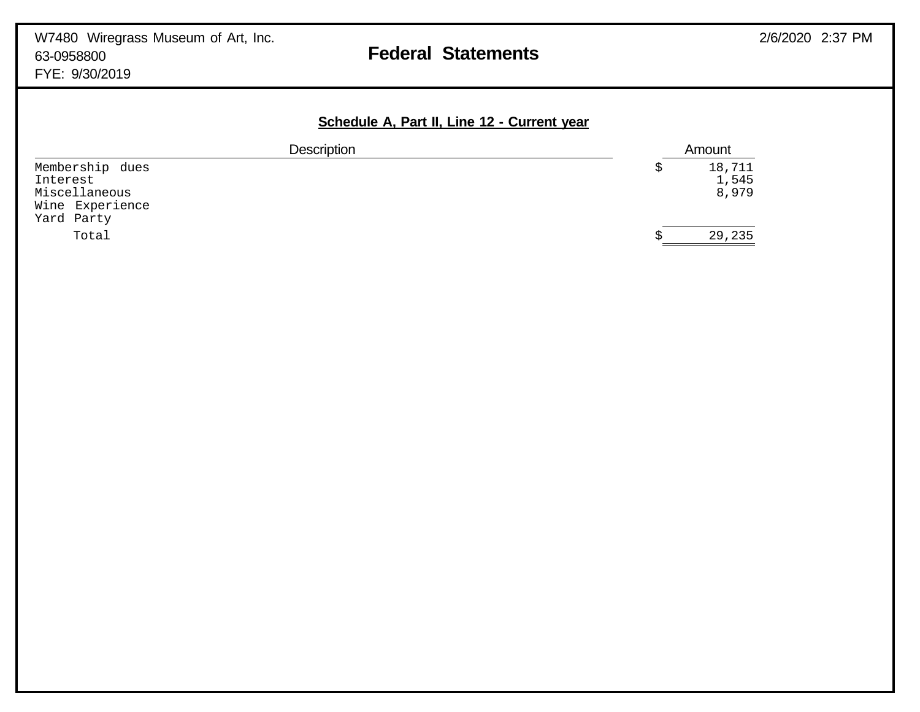W7480 Wiregrass Museum of Art, Inc.
63-0958800
FYE: 9/30/2019

# Federal Statements

2/6/2020 2:37 PM

## Schedule A, Part II, Line 12 - Current year

| Description | Amount |
|---|---|
| Membership dues | $ 18,711 |
| Interest | 1,545 |
| Miscellaneous | 8,979 |
| Wine Experience | |
| Yard Party | |
| Total | $ 29,235 |